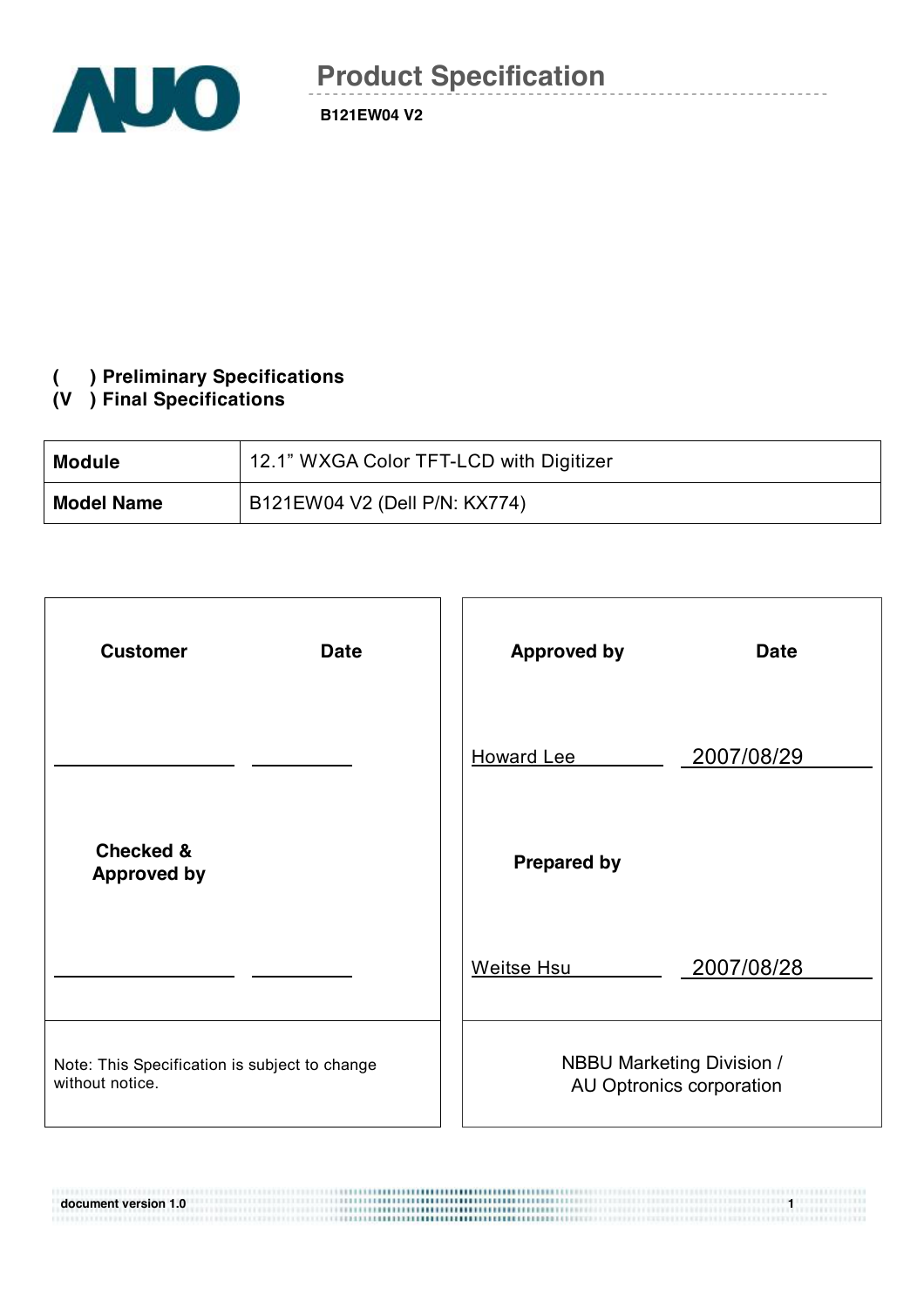# Product Specification

**B121EW04 V2**

**( ) Preliminary Specifications**
**(V ) Final Specifications**

| **Module** | 12.1" WXGA Color TFT-LCD with Digitizer |
|---|---|
| **Model Name** | B121EW04 V2 (Dell P/N: KX774) |

| **Customer** | **Date** | **Approved by** | **Date** |
|---|---|---|---|
| | | Howard Lee | 2007/08/29 |
| **Checked & Approved by** | | **Prepared by** | |
| | | Weitse Hsu | 2007/08/28 |
| Note: This Specification is subject to change without notice. | | NBBU Marketing Division / AU Optronics corporation | |

document version 1.0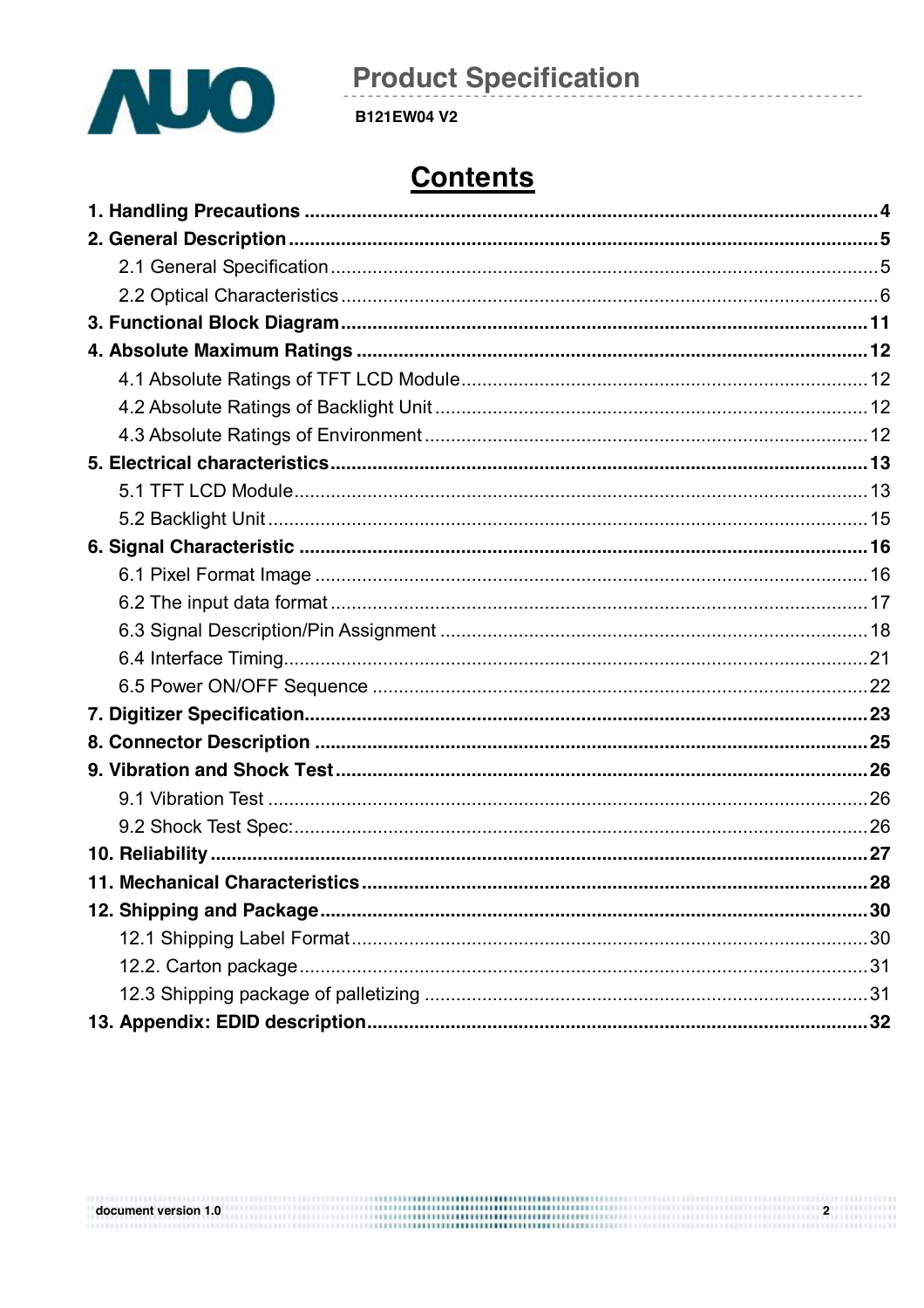# Contents

**1. Handling Precautions** .......... **4**

**2. General Description** .......... **5**

- 2.1 General Specification .......... 5
- 2.2 Optical Characteristics .......... 6

**3. Functional Block Diagram** .......... **11**

**4. Absolute Maximum Ratings** .......... **12**

- 4.1 Absolute Ratings of TFT LCD Module .......... 12
- 4.2 Absolute Ratings of Backlight Unit .......... 12
- 4.3 Absolute Ratings of Environment .......... 12

**5. Electrical characteristics** .......... **13**

- 5.1 TFT LCD Module .......... 13
- 5.2 Backlight Unit .......... 15

**6. Signal Characteristic** .......... **16**

- 6.1 Pixel Format Image .......... 16
- 6.2 The input data format .......... 17
- 6.3 Signal Description/Pin Assignment .......... 18
- 6.4 Interface Timing .......... 21
- 6.5 Power ON/OFF Sequence .......... 22

**7. Digitizer Specification** .......... **23**

**8. Connector Description** .......... **25**

**9. Vibration and Shock Test** .......... **26**

- 9.1 Vibration Test .......... 26
- 9.2 Shock Test Spec: .......... 26

**10. Reliability** .......... **27**

**11. Mechanical Characteristics** .......... **28**

**12. Shipping and Package** .......... **30**

- 12.1 Shipping Label Format .......... 30
- 12.2. Carton package .......... 31
- 12.3 Shipping package of palletizing .......... 31

**13. Appendix: EDID description** .......... **32**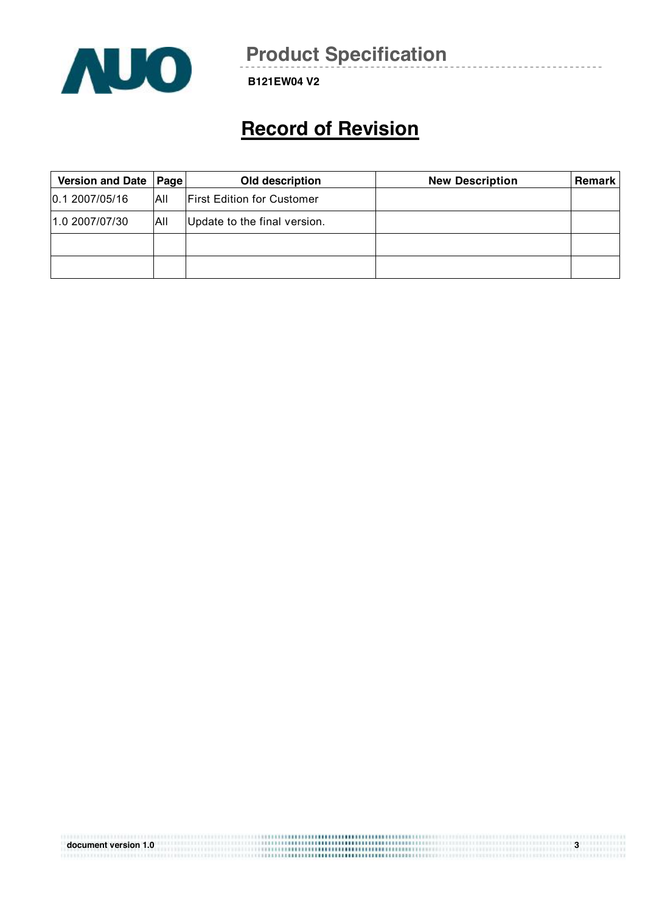# Record of Revision

| Version and Date | Page | Old description | New Description | Remark |
|---|---|---|---|---|
| 0.1 2007/05/16 | All | First Edition for Customer | | |
| 1.0 2007/07/30 | All | Update to the final version. | | |
| | | | | |
| | | | | |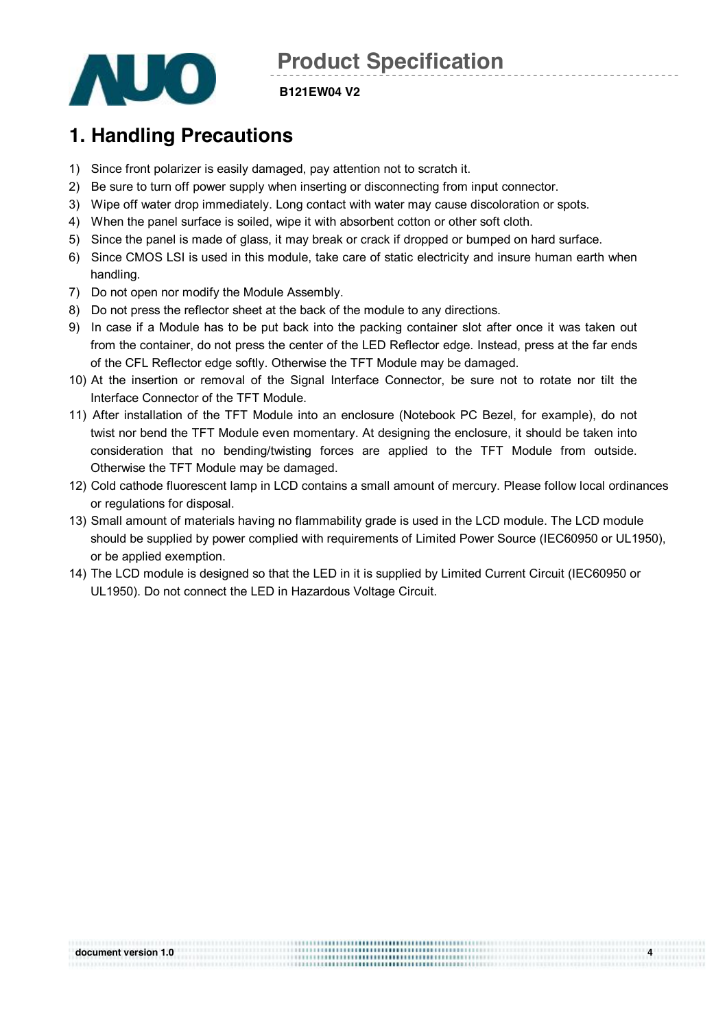# 1. Handling Precautions

1) Since front polarizer is easily damaged, pay attention not to scratch it.
2) Be sure to turn off power supply when inserting or disconnecting from input connector.
3) Wipe off water drop immediately. Long contact with water may cause discoloration or spots.
4) When the panel surface is soiled, wipe it with absorbent cotton or other soft cloth.
5) Since the panel is made of glass, it may break or crack if dropped or bumped on hard surface.
6) Since CMOS LSI is used in this module, take care of static electricity and insure human earth when handling.
7) Do not open nor modify the Module Assembly.
8) Do not press the reflector sheet at the back of the module to any directions.
9) In case if a Module has to be put back into the packing container slot after once it was taken out from the container, do not press the center of the LED Reflector edge. Instead, press at the far ends of the CFL Reflector edge softly. Otherwise the TFT Module may be damaged.
10) At the insertion or removal of the Signal Interface Connector, be sure not to rotate nor tilt the Interface Connector of the TFT Module.
11) After installation of the TFT Module into an enclosure (Notebook PC Bezel, for example), do not twist nor bend the TFT Module even momentary. At designing the enclosure, it should be taken into consideration that no bending/twisting forces are applied to the TFT Module from outside. Otherwise the TFT Module may be damaged.
12) Cold cathode fluorescent lamp in LCD contains a small amount of mercury. Please follow local ordinances or regulations for disposal.
13) Small amount of materials having no flammability grade is used in the LCD module. The LCD module should be supplied by power complied with requirements of Limited Power Source (IEC60950 or UL1950), or be applied exemption.
14) The LCD module is designed so that the LED in it is supplied by Limited Current Circuit (IEC60950 or UL1950). Do not connect the LED in Hazardous Voltage Circuit.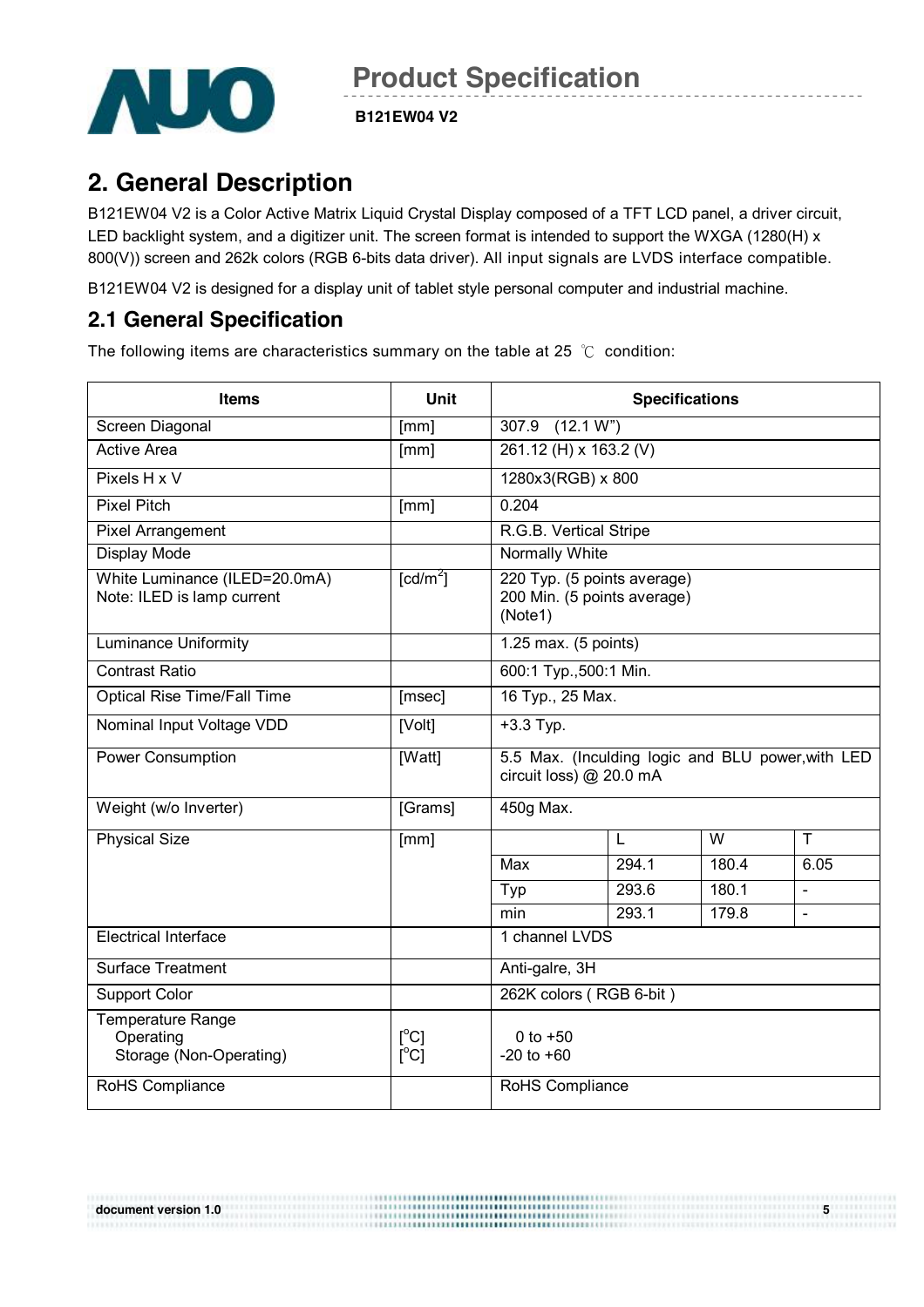## 2. General Description

B121EW04 V2 is a Color Active Matrix Liquid Crystal Display composed of a TFT LCD panel, a driver circuit, LED backlight system, and a digitizer unit. The screen format is intended to support the WXGA (1280(H) x 800(V)) screen and 262k colors (RGB 6-bits data driver). All input signals are LVDS interface compatible.

B121EW04 V2 is designed for a display unit of tablet style personal computer and industrial machine.

### 2.1 General Specification

The following items are characteristics summary on the table at 25 ℃ condition:

| Items | Unit | Specifications | | | |
|---|---|---|---|---|---|
| Screen Diagonal | [mm] | 307.9 (12.1 W") | | | |
| Active Area | [mm] | 261.12 (H) x 163.2 (V) | | | |
| Pixels H x V | | 1280x3(RGB) x 800 | | | |
| Pixel Pitch | [mm] | 0.204 | | | |
| Pixel Arrangement | | R.G.B. Vertical Stripe | | | |
| Display Mode | | Normally White | | | |
| White Luminance (ILED=20.0mA)<br>Note: ILED is lamp current | [cd/m$^2$] | 220 Typ. (5 points average)<br>200 Min. (5 points average)<br>(Note1) | | | |
| Luminance Uniformity | | 1.25 max. (5 points) | | | |
| Contrast Ratio | | 600:1 Typ.,500:1 Min. | | | |
| Optical Rise Time/Fall Time | [msec] | 16 Typ., 25 Max. | | | |
| Nominal Input Voltage VDD | [Volt] | +3.3 Typ. | | | |
| Power Consumption | [Watt] | 5.5 Max. (Inculding logic and BLU power,with LED circuit loss) @ 20.0 mA | | | |
| Weight (w/o Inverter) | [Grams] | 450g Max. | | | |
| Physical Size | [mm] | | L | W | T |
| | | Max | 294.1 | 180.4 | 6.05 |
| | | Typ | 293.6 | 180.1 | - |
| | | min | 293.1 | 179.8 | - |
| Electrical Interface | | 1 channel LVDS | | | |
| Surface Treatment | | Anti-galre, 3H | | | |
| Support Color | | 262K colors ( RGB 6-bit ) | | | |
| Temperature Range<br>Operating<br>Storage (Non-Operating) | <br>[°C]<br>[°C] | <br>0 to +50<br>-20 to +60 | | | |
| RoHS Compliance | | RoHS Compliance | | | |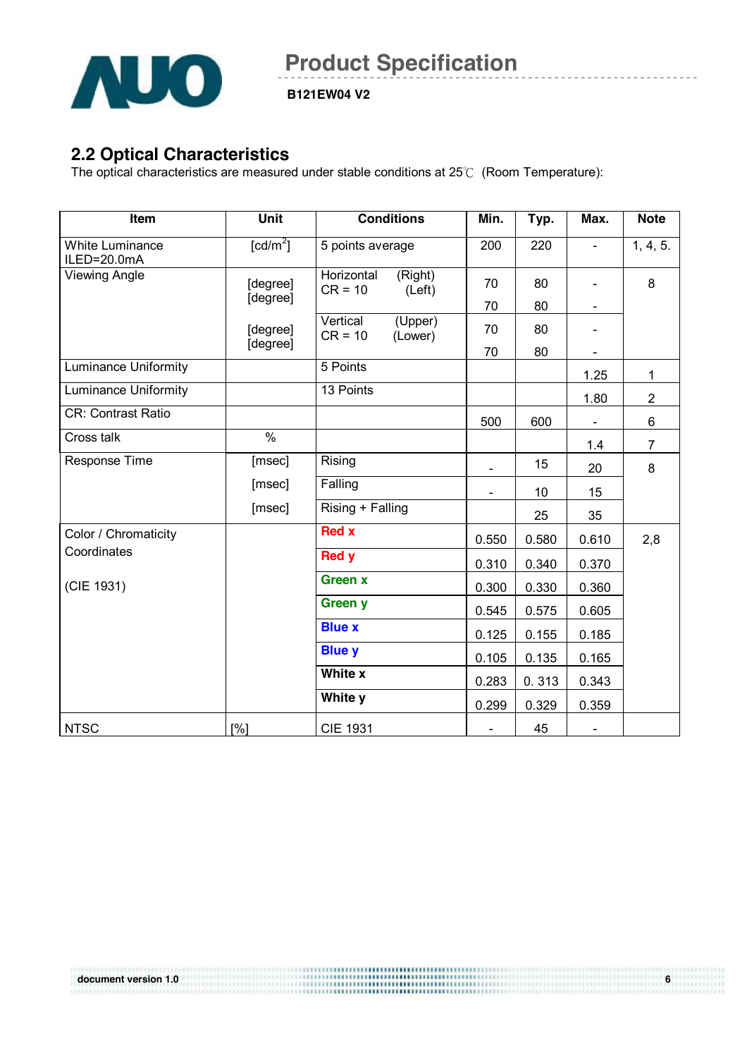## 2.2 Optical Characteristics

The optical characteristics are measured under stable conditions at 25℃ (Room Temperature):

| Item | Unit | Conditions | Min. | Typ. | Max. | Note |
|---|---|---|---|---|---|---|
| White Luminance ILED=20.0mA | [cd/m$^2$] | 5 points average | 200 | 220 | - | 1, 4, 5. |
| Viewing Angle | [degree] | Horizontal CR = 10 (Right) | 70 | 80 | - | 8 |
| | [degree] | (Left) | 70 | 80 | - | |
| | [degree] | Vertical CR = 10 (Upper) | 70 | 80 | - | |
| | [degree] | (Lower) | 70 | 80 | - | |
| Luminance Uniformity | | 5 Points | | | 1.25 | 1 |
| Luminance Uniformity | | 13 Points | | | 1.80 | 2 |
| CR: Contrast Ratio | | | 500 | 600 | - | 6 |
| Cross talk | % | | | | 1.4 | 7 |
| Response Time | [msec] | Rising | - | 15 | 20 | 8 |
| | [msec] | Falling | - | 10 | 15 | |
| | [msec] | Rising + Falling | | 25 | 35 | |
| Color / Chromaticity Coordinates (CIE 1931) | | Red x | 0.550 | 0.580 | 0.610 | 2,8 |
| | | Red y | 0.310 | 0.340 | 0.370 | |
| | | Green x | 0.300 | 0.330 | 0.360 | |
| | | Green y | 0.545 | 0.575 | 0.605 | |
| | | Blue x | 0.125 | 0.155 | 0.185 | |
| | | Blue y | 0.105 | 0.135 | 0.165 | |
| | | White x | 0.283 | 0. 313 | 0.343 | |
| | | White y | 0.299 | 0.329 | 0.359 | |
| NTSC | [%] | CIE 1931 | - | 45 | - | |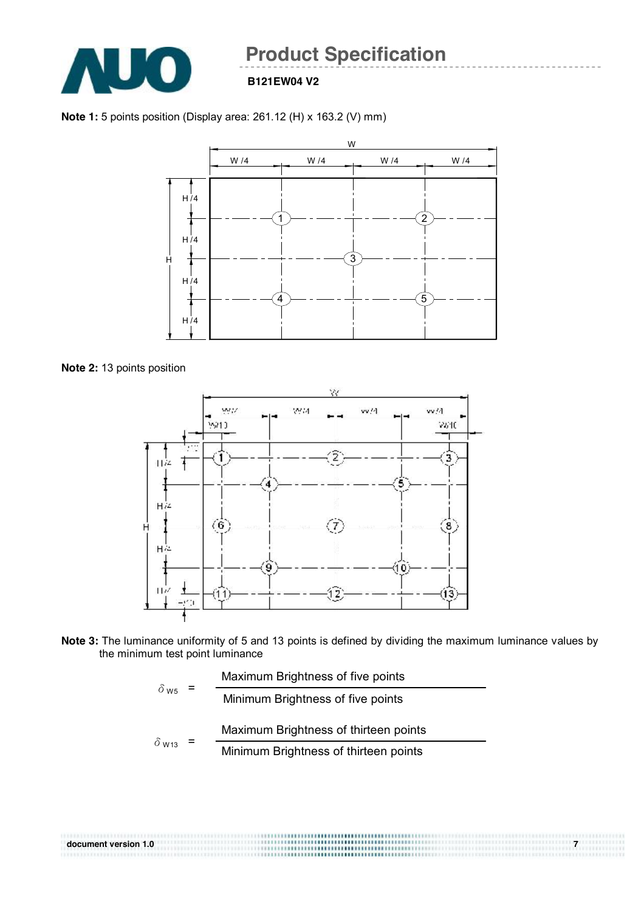**Note 1:** 5 points position (Display area: 261.12 (H) x 163.2 (V) mm)

**Note 2:** 13 points position

**Note 3:** The luminance uniformity of 5 and 13 points is defined by dividing the maximum luminance values by the minimum test point luminance

$$\delta_{W5} = \frac{\text{Maximum Brightness of five points}}{\text{Minimum Brightness of five points}}$$

$$\delta_{W13} = \frac{\text{Maximum Brightness of thirteen points}}{\text{Minimum Brightness of thirteen points}}$$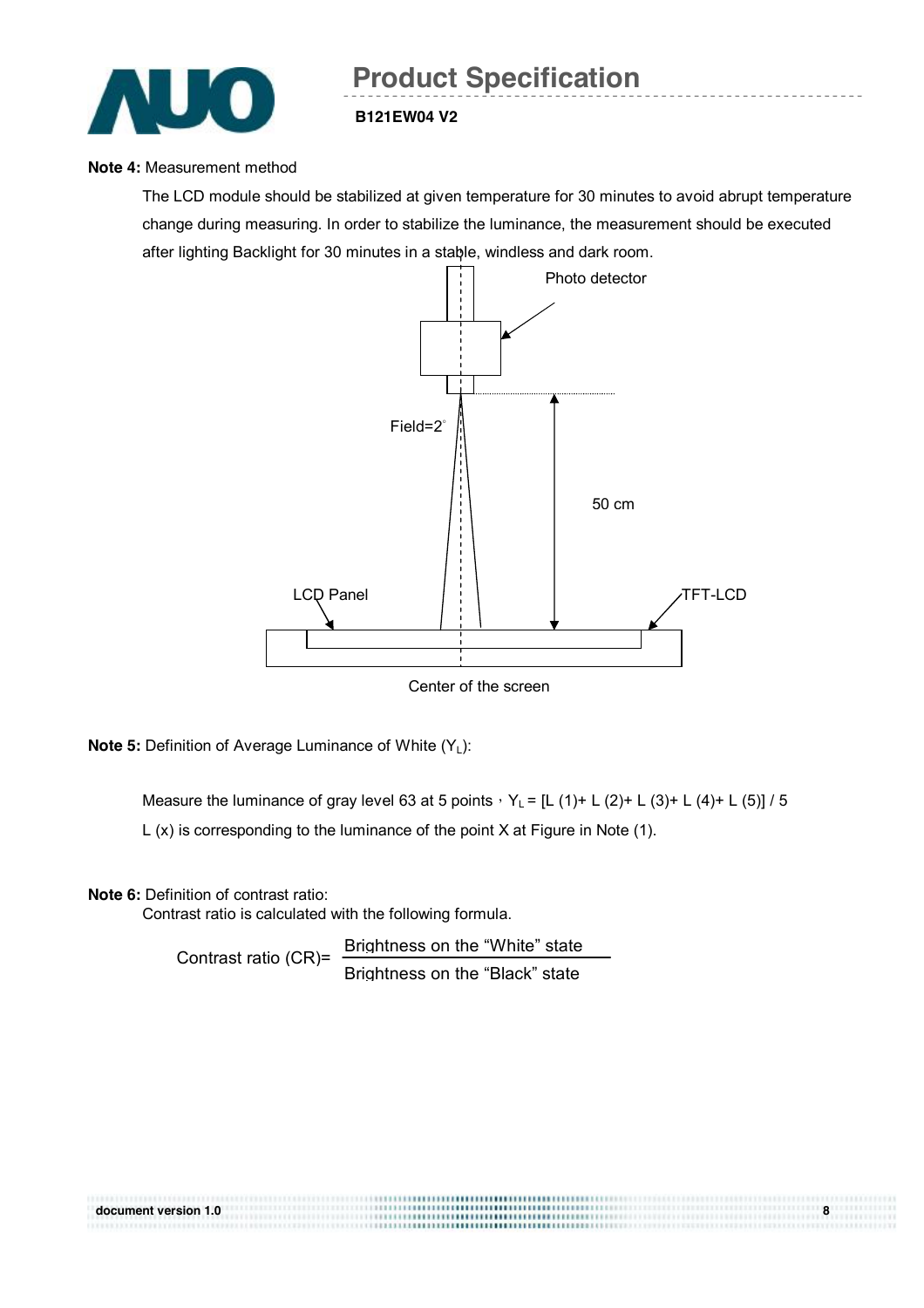**Note 4:** Measurement method

The LCD module should be stabilized at given temperature for 30 minutes to avoid abrupt temperature change during measuring. In order to stabilize the luminance, the measurement should be executed after lighting Backlight for 30 minutes in a stable, windless and dark room.

Photo detector

Field=2°

50 cm

LCD Panel

TFT-LCD

Center of the screen

**Note 5:** Definition of Average Luminance of White ($Y_L$):

Measure the luminance of gray level 63 at 5 points，$Y_L$ = [L (1)+ L (2)+ L (3)+ L (4)+ L (5)] / 5

L (x) is corresponding to the luminance of the point X at Figure in Note (1).

**Note 6:** Definition of contrast ratio:

Contrast ratio is calculated with the following formula.

$$\text{Contrast ratio (CR)} = \frac{\text{Brightness on the "White" state}}{\text{Brightness on the "Black" state}}$$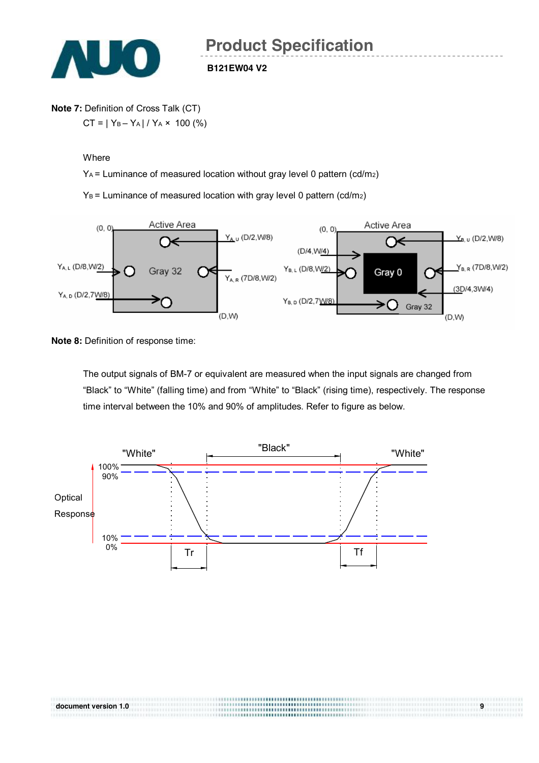**Note 7:** Definition of Cross Talk (CT)

$CT = | Y_B - Y_A | / Y_A \times 100$ (%)

Where

$Y_A$ = Luminance of measured location without gray level 0 pattern (cd/m2)

$Y_B$ = Luminance of measured location with gray level 0 pattern (cd/m2)

**Note 8:** Definition of response time:

The output signals of BM-7 or equivalent are measured when the input signals are changed from "Black" to "White" (falling time) and from "White" to "Black" (rising time), respectively. The response time interval between the 10% and 90% of amplitudes. Refer to figure as below.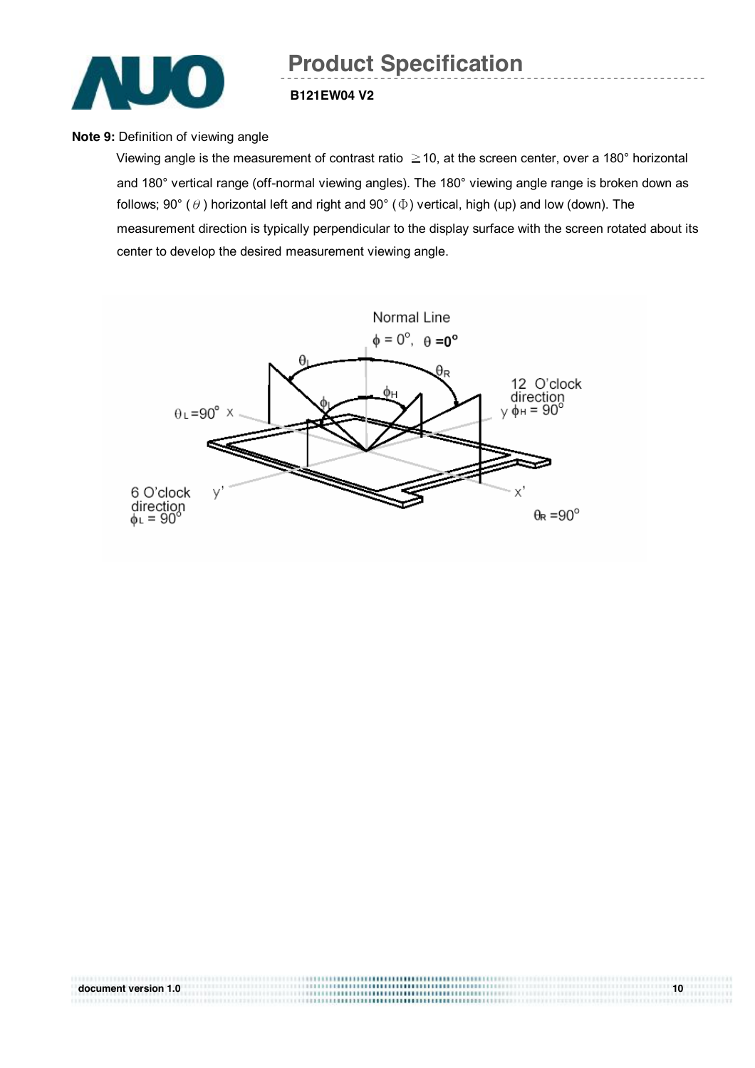**Note 9:** Definition of viewing angle

Viewing angle is the measurement of contrast ratio ≧10, at the screen center, over a 180° horizontal and 180° vertical range (off-normal viewing angles). The 180° viewing angle range is broken down as follows; 90° ($\theta$) horizontal left and right and 90° ($\Phi$) vertical, high (up) and low (down). The measurement direction is typically perpendicular to the display surface with the screen rotated about its center to develop the desired measurement viewing angle.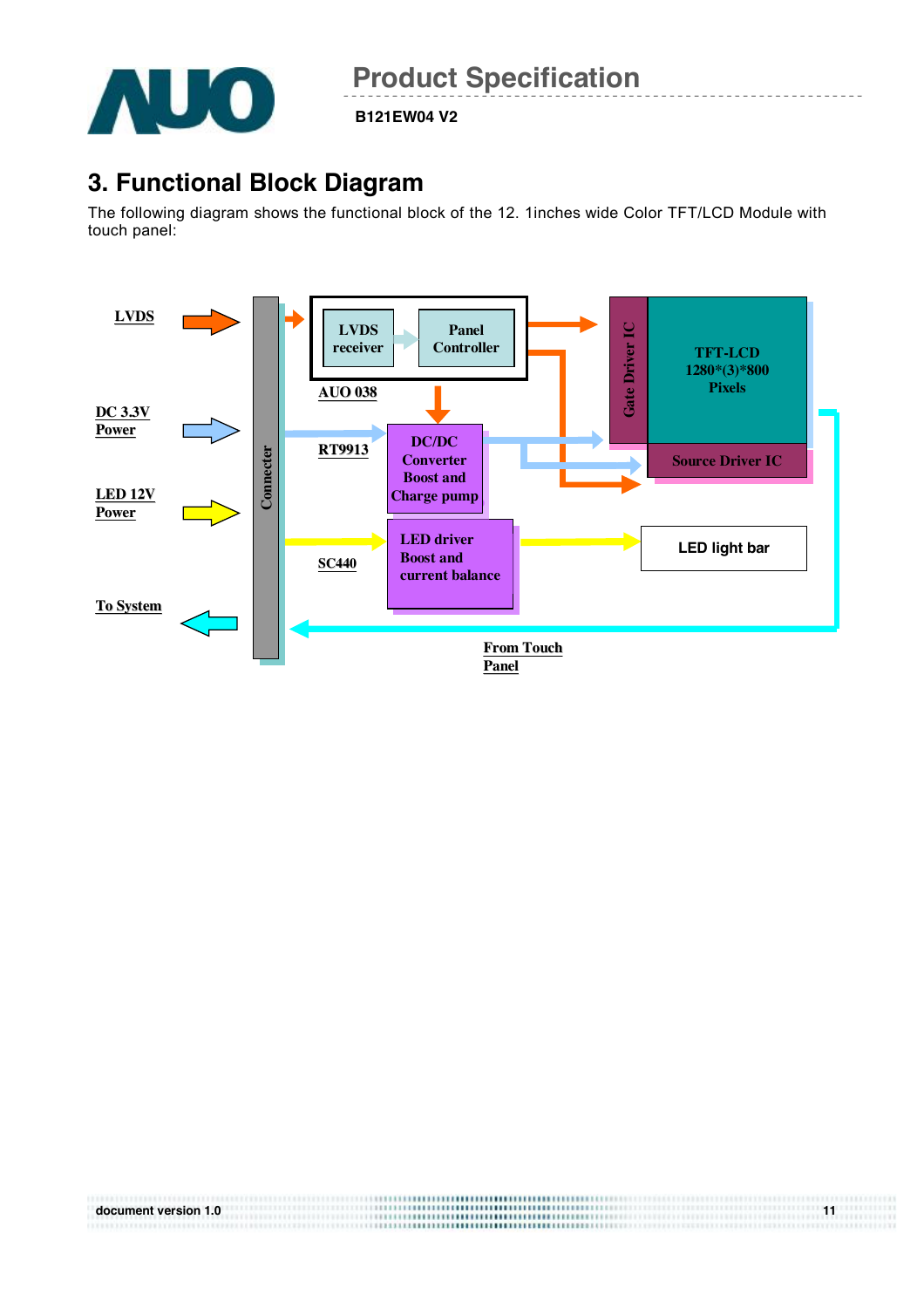## 3. Functional Block Diagram

The following diagram shows the functional block of the 12. 1inches wide Color TFT/LCD Module with touch panel:

LVDS

DC 3.3V Power

LED 12V Power

To System

Connecter

LVDS receiver

Panel Controller

AUO 038

RT9913

DC/DC Converter Boost and Charge pump

SC440

LED driver Boost and current balance

Gate Driver IC

TFT-LCD 1280*(3)*800 Pixels

Source Driver IC

LED light bar

From Touch Panel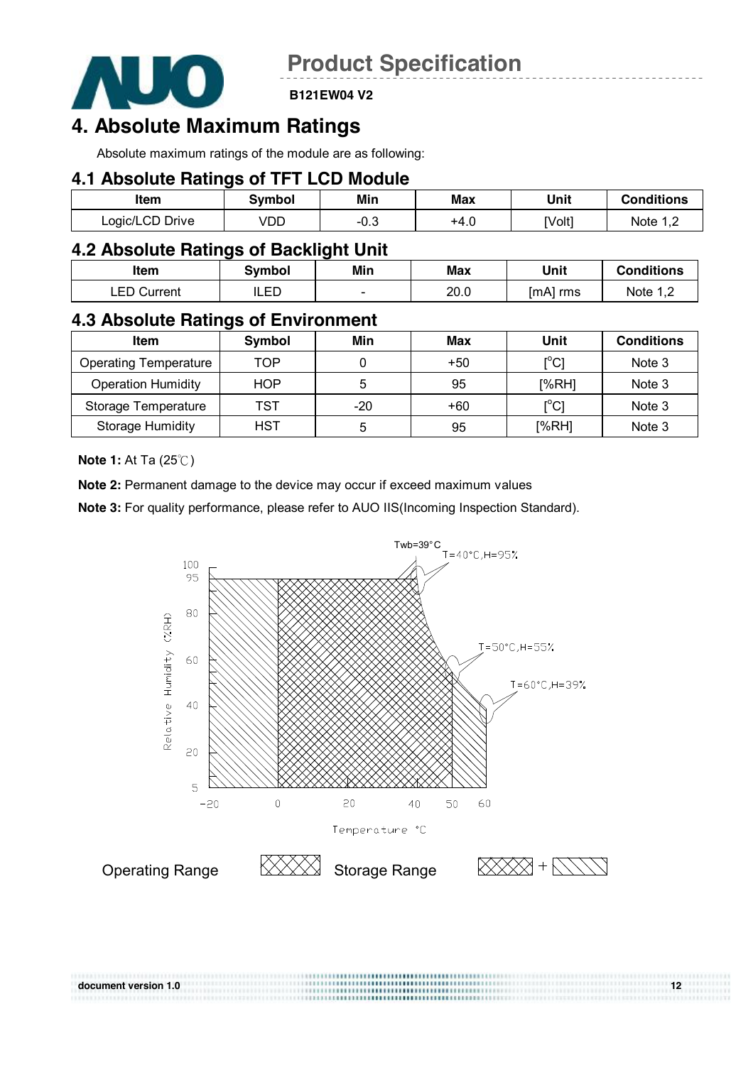# 4. Absolute Maximum Ratings

Absolute maximum ratings of the module are as following:

## 4.1 Absolute Ratings of TFT LCD Module

| Item | Symbol | Min | Max | Unit | Conditions |
|---|---|---|---|---|---|
| Logic/LCD Drive | VDD | -0.3 | +4.0 | [Volt] | Note 1,2 |

## 4.2 Absolute Ratings of Backlight Unit

| Item | Symbol | Min | Max | Unit | Conditions |
|---|---|---|---|---|---|
| LED Current | ILED | - | 20.0 | [mA] rms | Note 1,2 |

## 4.3 Absolute Ratings of Environment

| Item | Symbol | Min | Max | Unit | Conditions |
|---|---|---|---|---|---|
| Operating Temperature | TOP | 0 | +50 | [°C] | Note 3 |
| Operation Humidity | HOP | 5 | 95 | [%RH] | Note 3 |
| Storage Temperature | TST | -20 | +60 | [°C] | Note 3 |
| Storage Humidity | HST | 5 | 95 | [%RH] | Note 3 |

**Note 1:** At Ta (25℃)

**Note 2:** Permanent damage to the device may occur if exceed maximum values

**Note 3:** For quality performance, please refer to AUO IIS(Incoming Inspection Standard).

Twb=39°C

T=40°C,H=95%

T=50°C,H=55%

T=60°C,H=39%

Relative Humidity (%RH)

Temperature °C

Operating Range | Storage Range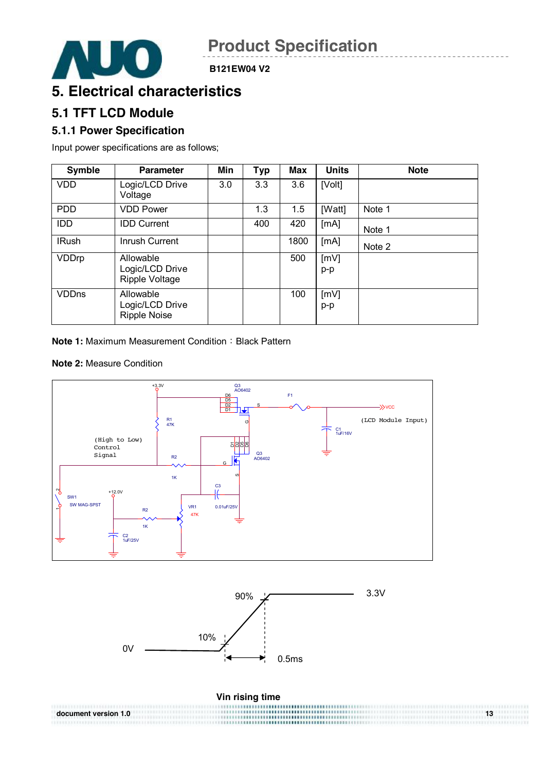# 5. Electrical characteristics

## 5.1 TFT LCD Module

### 5.1.1 Power Specification

Input power specifications are as follows;

| Symble | Parameter | Min | Typ | Max | Units | Note |
|---|---|---|---|---|---|---|
| VDD | Logic/LCD Drive Voltage | 3.0 | 3.3 | 3.6 | [Volt] | |
| PDD | VDD Power | | 1.3 | 1.5 | [Watt] | Note 1 |
| IDD | IDD Current | | 400 | 420 | [mA] | Note 1 |
| IRush | Inrush Current | | | 1800 | [mA] | Note 2 |
| VDDrp | Allowable Logic/LCD Drive Ripple Voltage | | | 500 | [mV] p-p | |
| VDDns | Allowable Logic/LCD Drive Ripple Noise | | | 100 | [mV] p-p | |

**Note 1:** Maximum Measurement Condition：Black Pattern

**Note 2:** Measure Condition

Vin rising time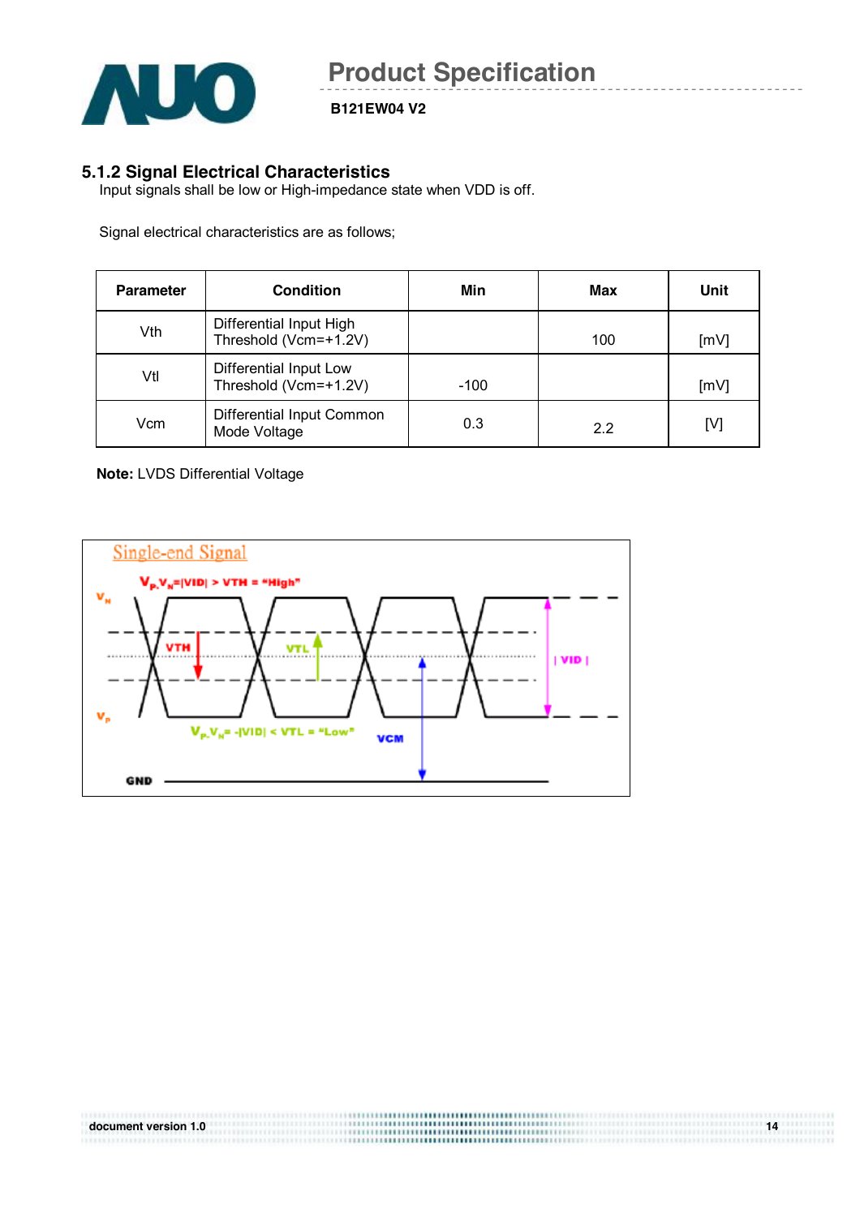### 5.1.2 Signal Electrical Characteristics

Input signals shall be low or High-impedance state when VDD is off.

Signal electrical characteristics are as follows;

| Parameter | Condition | Min | Max | Unit |
|---|---|---|---|---|
| Vth | Differential Input High Threshold (Vcm=+1.2V) | | 100 | [mV] |
| Vtl | Differential Input Low Threshold (Vcm=+1.2V) | -100 | | [mV] |
| Vcm | Differential Input Common Mode Voltage | 0.3 | 2.2 | [V] |

**Note:** LVDS Differential Voltage

Single-end Signal

$V_P$-$V_N$=|VID| > VTH = "High"

$V_P$-$V_N$= -|VID| < VTL = "Low"

$V_N$, $V_P$, VTH, VTL, | VID |, VCM, GND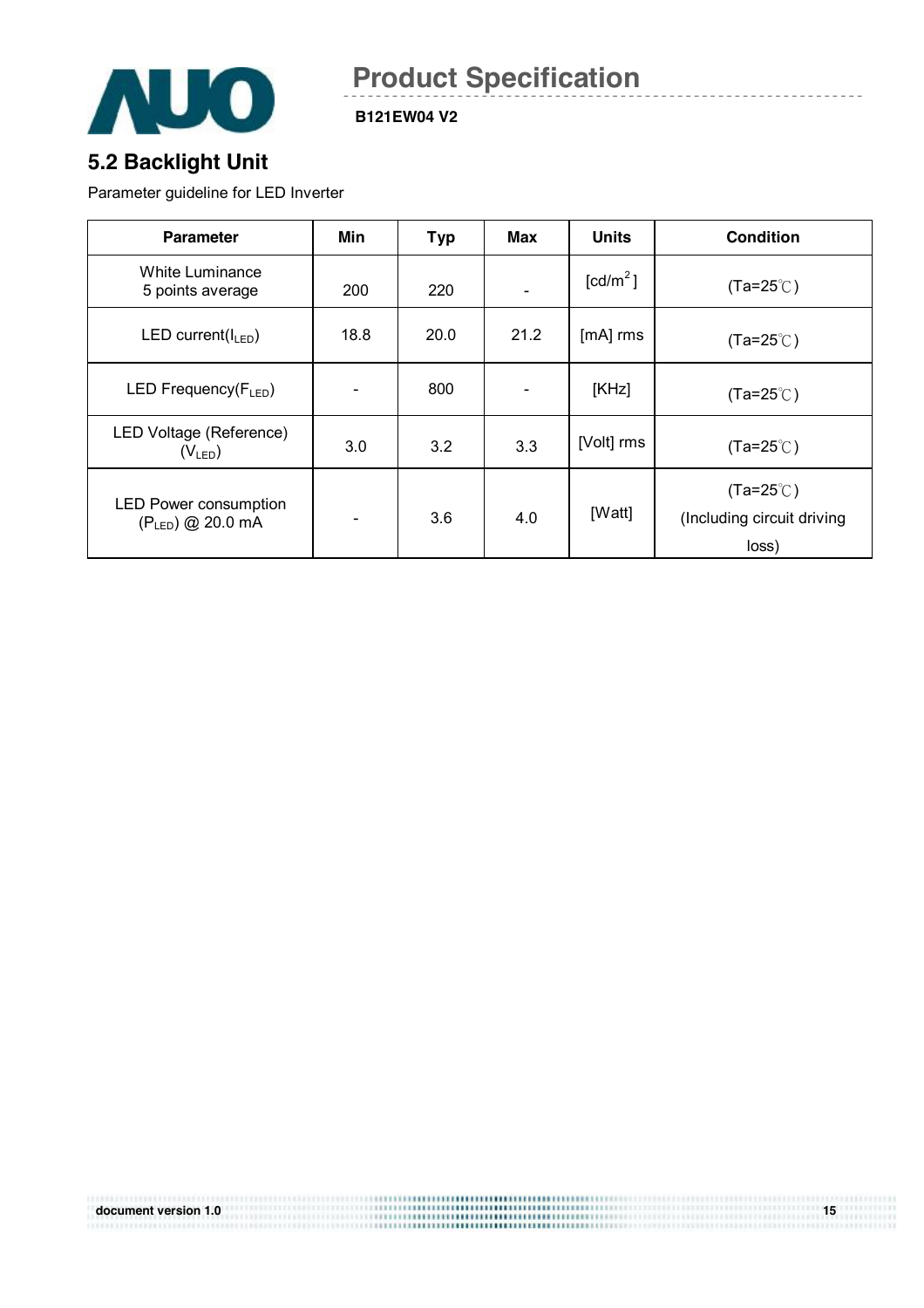## 5.2 Backlight Unit

Parameter guideline for LED Inverter

| Parameter | Min | Typ | Max | Units | Condition |
|---|---|---|---|---|---|
| White Luminance 5 points average | 200 | 220 | - | [cd/m$^2$] | (Ta=25℃) |
| LED current($I_{LED}$) | 18.8 | 20.0 | 21.2 | [mA] rms | (Ta=25℃) |
| LED Frequency($F_{LED}$) | - | 800 | - | [KHz] | (Ta=25℃) |
| LED Voltage (Reference) ($V_{LED}$) | 3.0 | 3.2 | 3.3 | [Volt] rms | (Ta=25℃) |
| LED Power consumption ($P_{LED}$) @ 20.0 mA | - | 3.6 | 4.0 | [Watt] | (Ta=25℃) (Including circuit driving loss) |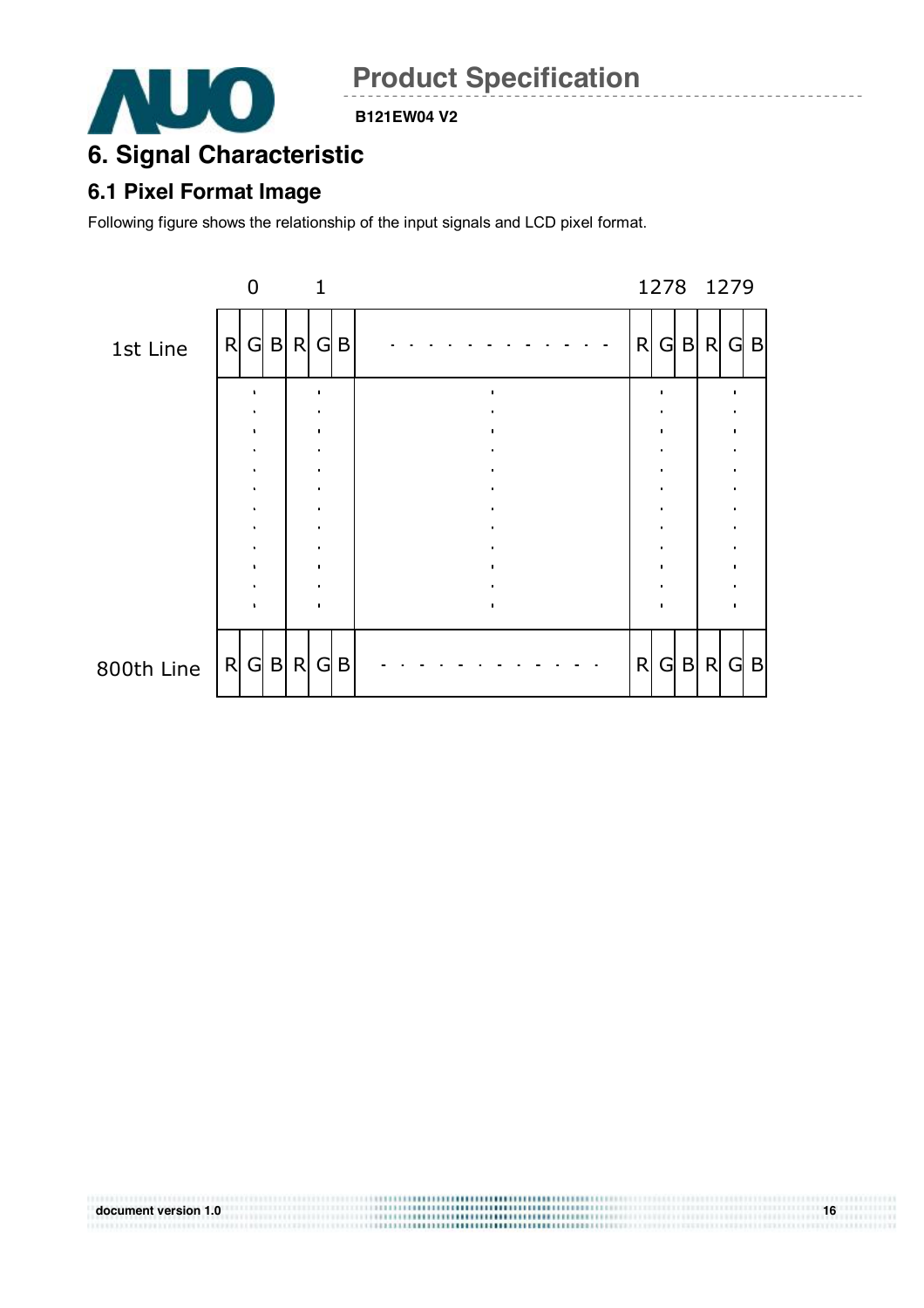# 6. Signal Characteristic

## 6.1 Pixel Format Image

Following figure shows the relationship of the input signals and LCD pixel format.

|  | 0 | | | 1 | | |  | 1278 | | | 1279 | | |
|---|---|---|---|---|---|---|---|---|---|---|---|---|---|
| 1st Line | R | G | B | R | G | B | - - - - - - - - - - - - - | R | G | B | R | G | B |
|  | ⋮ | | | ⋮ | | | ⋮ | ⋮ | | | ⋮ | | |
| 800th Line | R | G | B | R | G | B | - - - - - - - - - - - - - | R | G | B | R | G | B |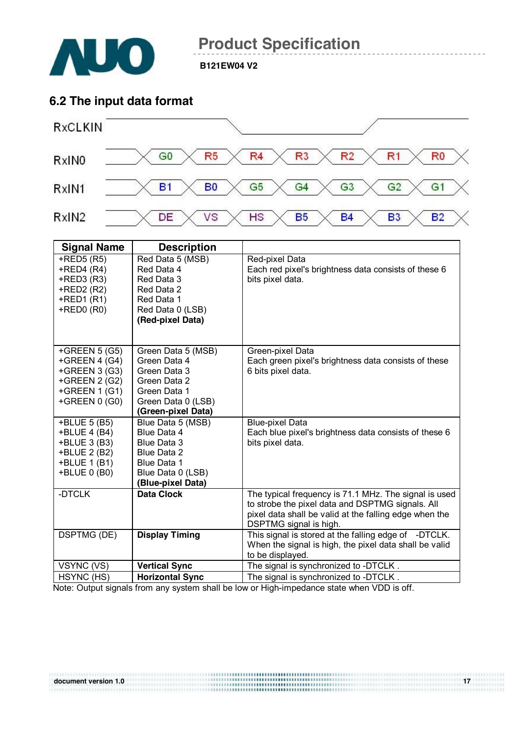## 6.2 The input data format

| RxCLKIN | | | | | | | |
|---|---|---|---|---|---|---|---|
| RxIN0 | G0 | R5 | R4 | R3 | R2 | R1 | R0 |
| RxIN1 | B1 | B0 | G5 | G4 | G3 | G2 | G1 |
| RxIN2 | DE | VS | HS | B5 | B4 | B3 | B2 |

| Signal Name | Description | |
|---|---|---|
| +RED5 (R5)<br>+RED4 (R4)<br>+RED3 (R3)<br>+RED2 (R2)<br>+RED1 (R1)<br>+RED0 (R0) | Red Data 5 (MSB)<br>Red Data 4<br>Red Data 3<br>Red Data 2<br>Red Data 1<br>Red Data 0 (LSB)<br>**(Red-pixel Data)** | Red-pixel Data<br>Each red pixel's brightness data consists of these 6 bits pixel data. |
| +GREEN 5 (G5)<br>+GREEN 4 (G4)<br>+GREEN 3 (G3)<br>+GREEN 2 (G2)<br>+GREEN 1 (G1)<br>+GREEN 0 (G0) | Green Data 5 (MSB)<br>Green Data 4<br>Green Data 3<br>Green Data 2<br>Green Data 1<br>Green Data 0 (LSB)<br>**(Green-pixel Data)** | Green-pixel Data<br>Each green pixel's brightness data consists of these 6 bits pixel data. |
| +BLUE 5 (B5)<br>+BLUE 4 (B4)<br>+BLUE 3 (B3)<br>+BLUE 2 (B2)<br>+BLUE 1 (B1)<br>+BLUE 0 (B0) | Blue Data 5 (MSB)<br>Blue Data 4<br>Blue Data 3<br>Blue Data 2<br>Blue Data 1<br>Blue Data 0 (LSB)<br>**(Blue-pixel Data)** | Blue-pixel Data<br>Each blue pixel's brightness data consists of these 6 bits pixel data. |
| -DTCLK | **Data Clock** | The typical frequency is 71.1 MHz. The signal is used to strobe the pixel data and DSPTMG signals. All pixel data shall be valid at the falling edge when the DSPTMG signal is high. |
| DSPTMG (DE) | **Display Timing** | This signal is stored at the falling edge of -DTCLK. When the signal is high, the pixel data shall be valid to be displayed. |
| VSYNC (VS) | **Vertical Sync** | The signal is synchronized to -DTCLK . |
| HSYNC (HS) | **Horizontal Sync** | The signal is synchronized to -DTCLK . |

Note: Output signals from any system shall be low or High-impedance state when VDD is off.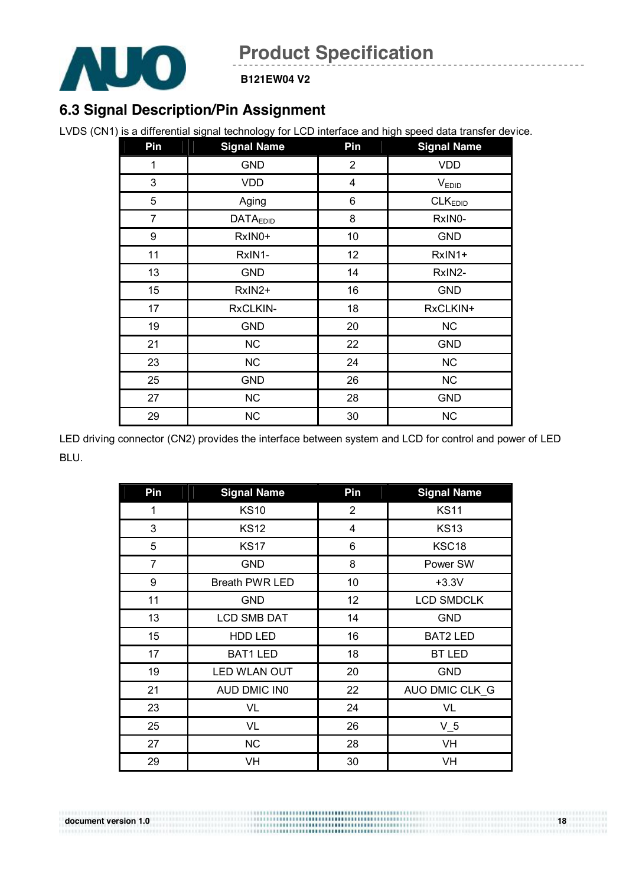## 6.3 Signal Description/Pin Assignment

LVDS (CN1) is a differential signal technology for LCD interface and high speed data transfer device.

| Pin | Signal Name | Pin | Signal Name |
|---|---|---|---|
| 1 | GND | 2 | VDD |
| 3 | VDD | 4 | $V_{EDID}$ |
| 5 | Aging | 6 | $CLK_{EDID}$ |
| 7 | $DATA_{EDID}$ | 8 | RxIN0- |
| 9 | RxIN0+ | 10 | GND |
| 11 | RxIN1- | 12 | RxIN1+ |
| 13 | GND | 14 | RxIN2- |
| 15 | RxIN2+ | 16 | GND |
| 17 | RxCLKIN- | 18 | RxCLKIN+ |
| 19 | GND | 20 | NC |
| 21 | NC | 22 | GND |
| 23 | NC | 24 | NC |
| 25 | GND | 26 | NC |
| 27 | NC | 28 | GND |
| 29 | NC | 30 | NC |

LED driving connector (CN2) provides the interface between system and LCD for control and power of LED BLU.

| Pin | Signal Name | Pin | Signal Name |
|---|---|---|---|
| 1 | KS10 | 2 | KS11 |
| 3 | KS12 | 4 | KS13 |
| 5 | KS17 | 6 | KSC18 |
| 7 | GND | 8 | Power SW |
| 9 | Breath PWR LED | 10 | +3.3V |
| 11 | GND | 12 | LCD SMDCLK |
| 13 | LCD SMB DAT | 14 | GND |
| 15 | HDD LED | 16 | BAT2 LED |
| 17 | BAT1 LED | 18 | BT LED |
| 19 | LED WLAN OUT | 20 | GND |
| 21 | AUD DMIC IN0 | 22 | AUO DMIC CLK_G |
| 23 | VL | 24 | VL |
| 25 | VL | 26 | V_5 |
| 27 | NC | 28 | VH |
| 29 | VH | 30 | VH |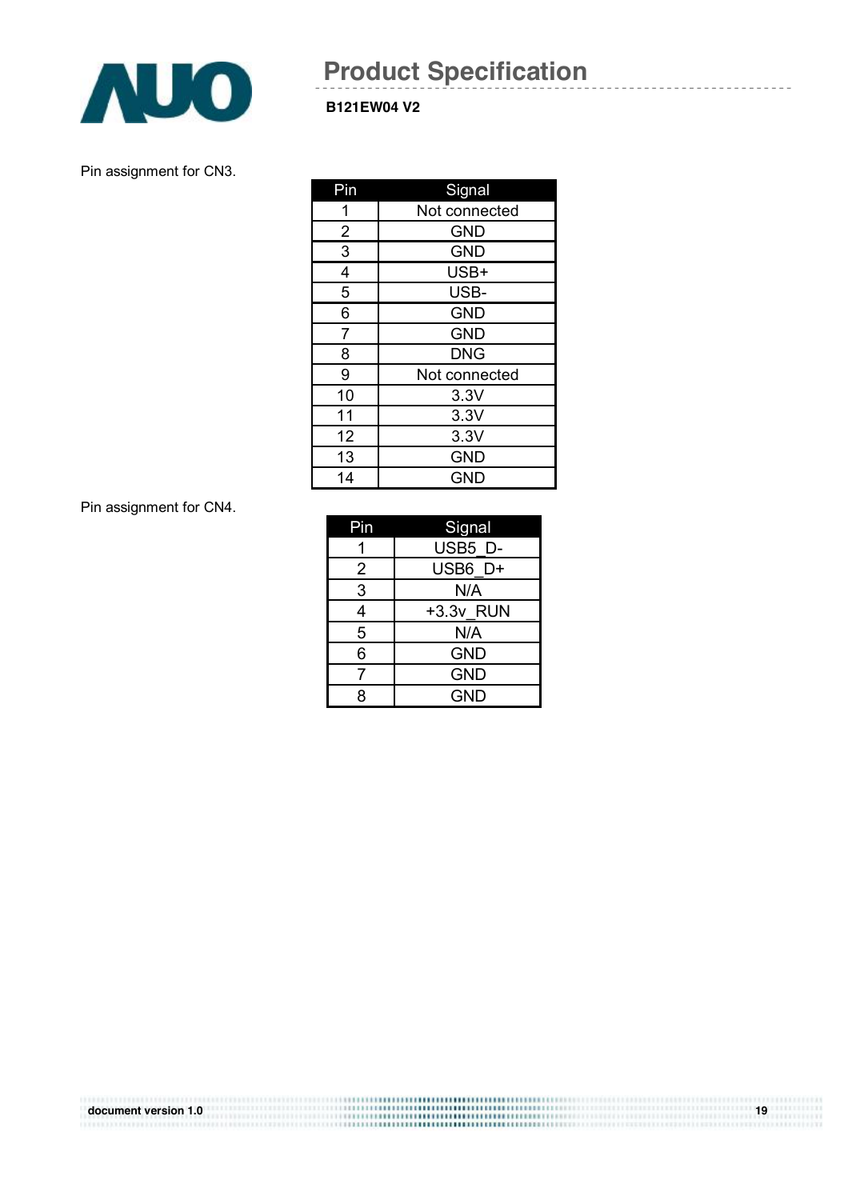Pin assignment for CN3.

| Pin | Signal |
|---|---|
| 1 | Not connected |
| 2 | GND |
| 3 | GND |
| 4 | USB+ |
| 5 | USB- |
| 6 | GND |
| 7 | GND |
| 8 | DNG |
| 9 | Not connected |
| 10 | 3.3V |
| 11 | 3.3V |
| 12 | 3.3V |
| 13 | GND |
| 14 | GND |

Pin assignment for CN4.

| Pin | Signal |
|---|---|
| 1 | USB5_D- |
| 2 | USB6_D+ |
| 3 | N/A |
| 4 | +3.3v_RUN |
| 5 | N/A |
| 6 | GND |
| 7 | GND |
| 8 | GND |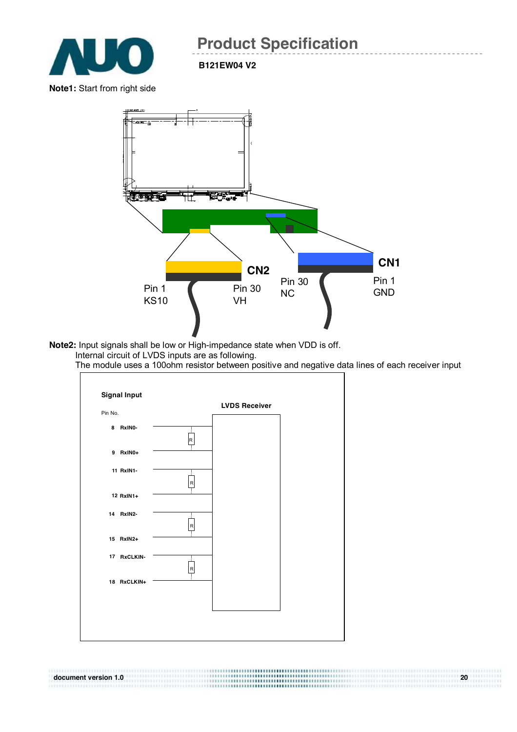**Note1:** Start from right side

CN2

Pin 1
KS10

Pin 30
VH

CN1

Pin 30
NC

Pin 1
GND

**Note2:** Input signals shall be low or High-impedance state when VDD is off.
Internal circuit of LVDS inputs are as following.
The module uses a 100ohm resistor between positive and negative data lines of each receiver input

**Signal Input**

Pin No.

**LVDS Receiver**

| Pin No. | Signal |
|---|---|
| 8 | RxIN0- |
| 9 | RxIN0+ |
| 11 | RxIN1- |
| 12 | RxIN1+ |
| 14 | RxIN2- |
| 15 | RxIN2+ |
| 17 | RxCLKIN- |
| 18 | RxCLKIN+ |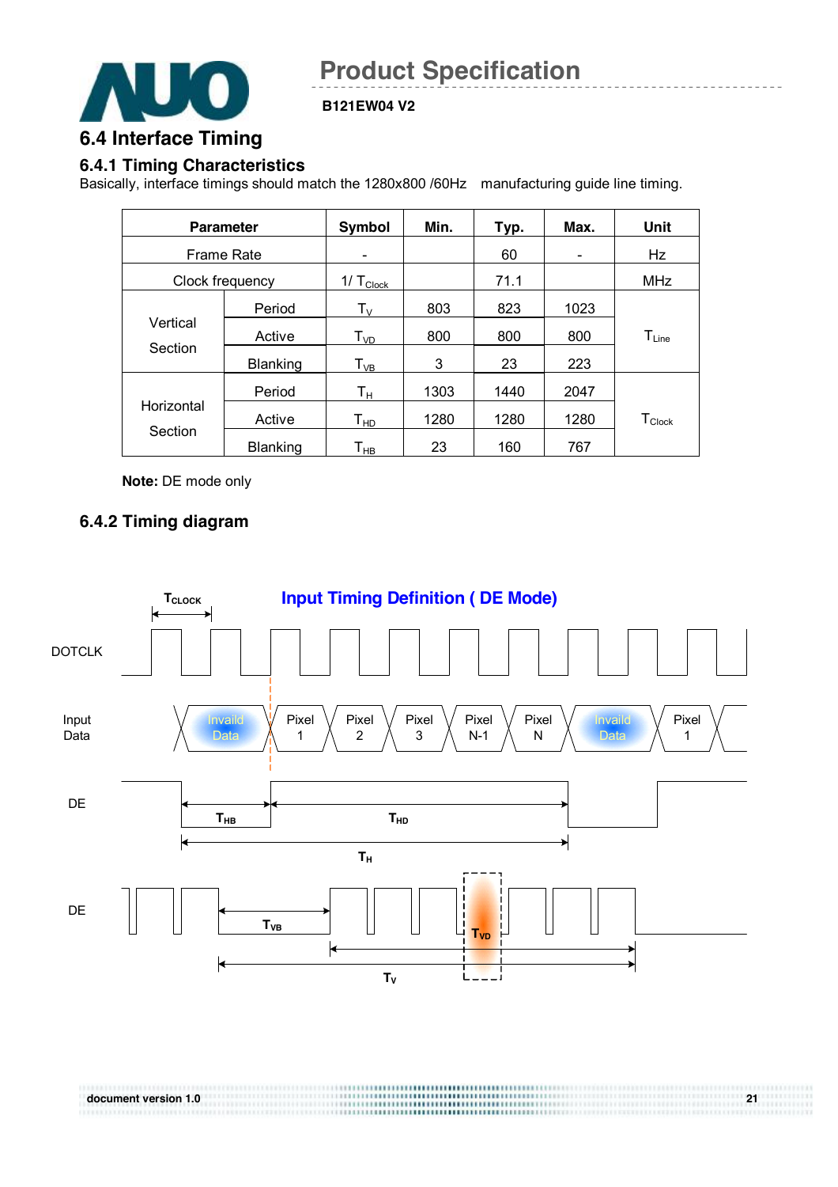## 6.4 Interface Timing

### 6.4.1 Timing Characteristics

Basically, interface timings should match the 1280x800 /60Hz manufacturing guide line timing.

| Parameter | | Symbol | Min. | Typ. | Max. | Unit |
|---|---|---|---|---|---|---|
| Frame Rate | | - | | 60 | - | Hz |
| Clock frequency | | $1/\ T_{Clock}$ | | 71.1 | | MHz |
| Vertical Section | Period | $T_V$ | 803 | 823 | 1023 | $T_{Line}$ |
| | Active | $T_{VD}$ | 800 | 800 | 800 | |
| | Blanking | $T_{VB}$ | 3 | 23 | 223 | |
| Horizontal Section | Period | $T_H$ | 1303 | 1440 | 2047 | $T_{Clock}$ |
| | Active | $T_{HD}$ | 1280 | 1280 | 1280 | |
| | Blanking | $T_{HB}$ | 23 | 160 | 767 | |

**Note:** DE mode only

### 6.4.2 Timing diagram

**Input Timing Definition ( DE Mode)**

DOTCLK ($T_{CLOCK}$)

Input Data: Invaild Data, Pixel 1, Pixel 2, Pixel 3, Pixel N-1, Pixel N, Invaild Data, Pixel 1

DE: $T_{HB}$, $T_{HD}$, $T_H$

DE: $T_{VB}$, $T_{VD}$, $T_V$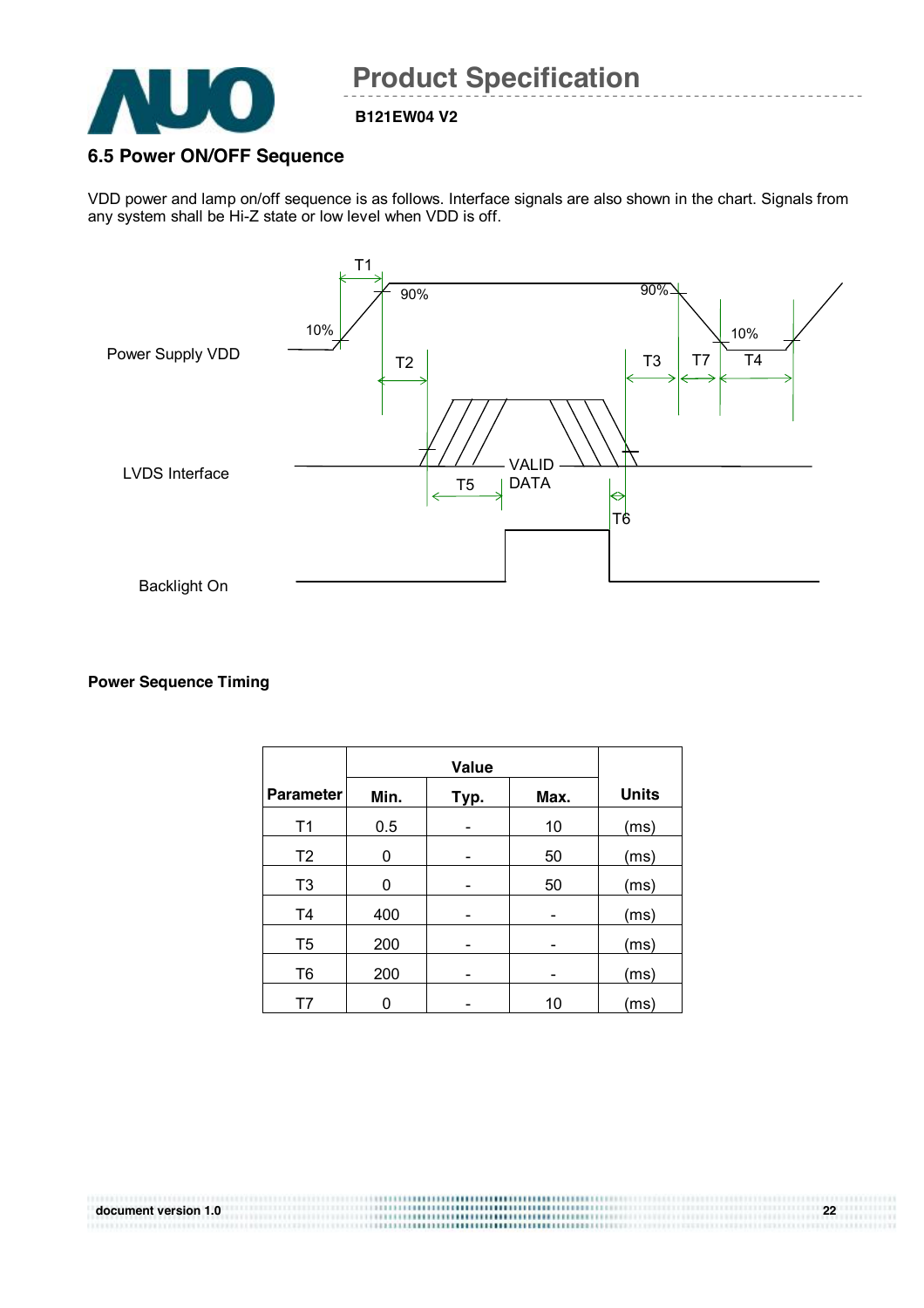## 6.5 Power ON/OFF Sequence

VDD power and lamp on/off sequence is as follows. Interface signals are also shown in the chart. Signals from any system shall be Hi-Z state or low level when VDD is off.

**Power Sequence Timing**

| Parameter | Value | | | Units |
|---|---|---|---|---|
| | Min. | Typ. | Max. | |
| T1 | 0.5 | - | 10 | (ms) |
| T2 | 0 | - | 50 | (ms) |
| T3 | 0 | - | 50 | (ms) |
| T4 | 400 | - | - | (ms) |
| T5 | 200 | - | - | (ms) |
| T6 | 200 | - | - | (ms) |
| T7 | 0 | - | 10 | (ms) |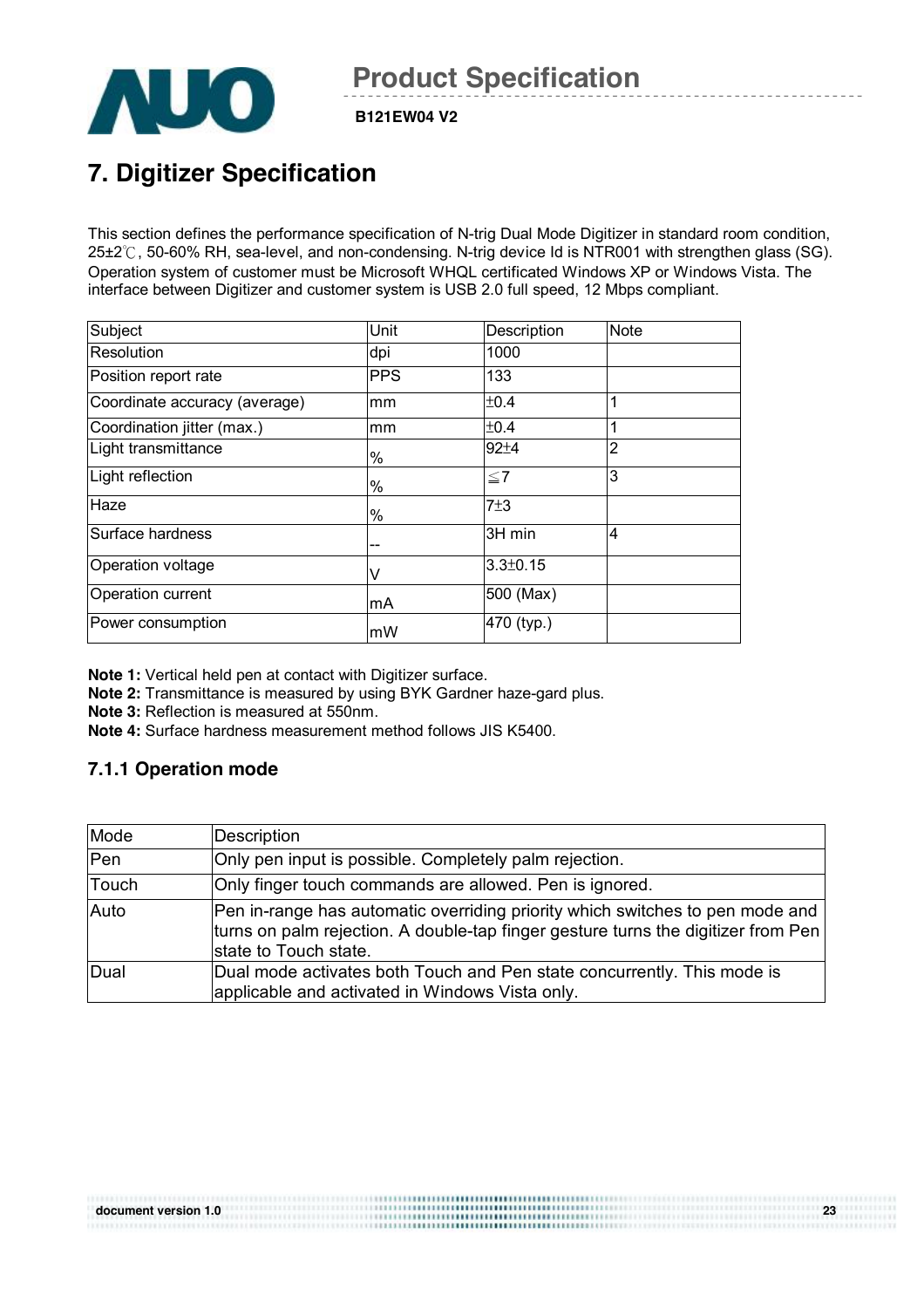# 7. Digitizer Specification

This section defines the performance specification of N-trig Dual Mode Digitizer in standard room condition, 25±2℃, 50-60% RH, sea-level, and non-condensing. N-trig device Id is NTR001 with strengthen glass (SG). Operation system of customer must be Microsoft WHQL certificated Windows XP or Windows Vista. The interface between Digitizer and customer system is USB 2.0 full speed, 12 Mbps compliant.

| Subject | Unit | Description | Note |
|---|---|---|---|
| Resolution | dpi | 1000 | |
| Position report rate | PPS | 133 | |
| Coordinate accuracy (average) | mm | ±0.4 | 1 |
| Coordination jitter (max.) | mm | ±0.4 | 1 |
| Light transmittance | % | 92±4 | 2 |
| Light reflection | % | ≦7 | 3 |
| Haze | % | 7±3 | |
| Surface hardness | -- | 3H min | 4 |
| Operation voltage | V | 3.3±0.15 | |
| Operation current | mA | 500 (Max) | |
| Power consumption | mW | 470 (typ.) | |

**Note 1:** Vertical held pen at contact with Digitizer surface.
**Note 2:** Transmittance is measured by using BYK Gardner haze-gard plus.
**Note 3:** Reflection is measured at 550nm.
**Note 4:** Surface hardness measurement method follows JIS K5400.

### 7.1.1 Operation mode

| Mode | Description |
|---|---|
| Pen | Only pen input is possible. Completely palm rejection. |
| Touch | Only finger touch commands are allowed. Pen is ignored. |
| Auto | Pen in-range has automatic overriding priority which switches to pen mode and turns on palm rejection. A double-tap finger gesture turns the digitizer from Pen state to Touch state. |
| Dual | Dual mode activates both Touch and Pen state concurrently. This mode is applicable and activated in Windows Vista only. |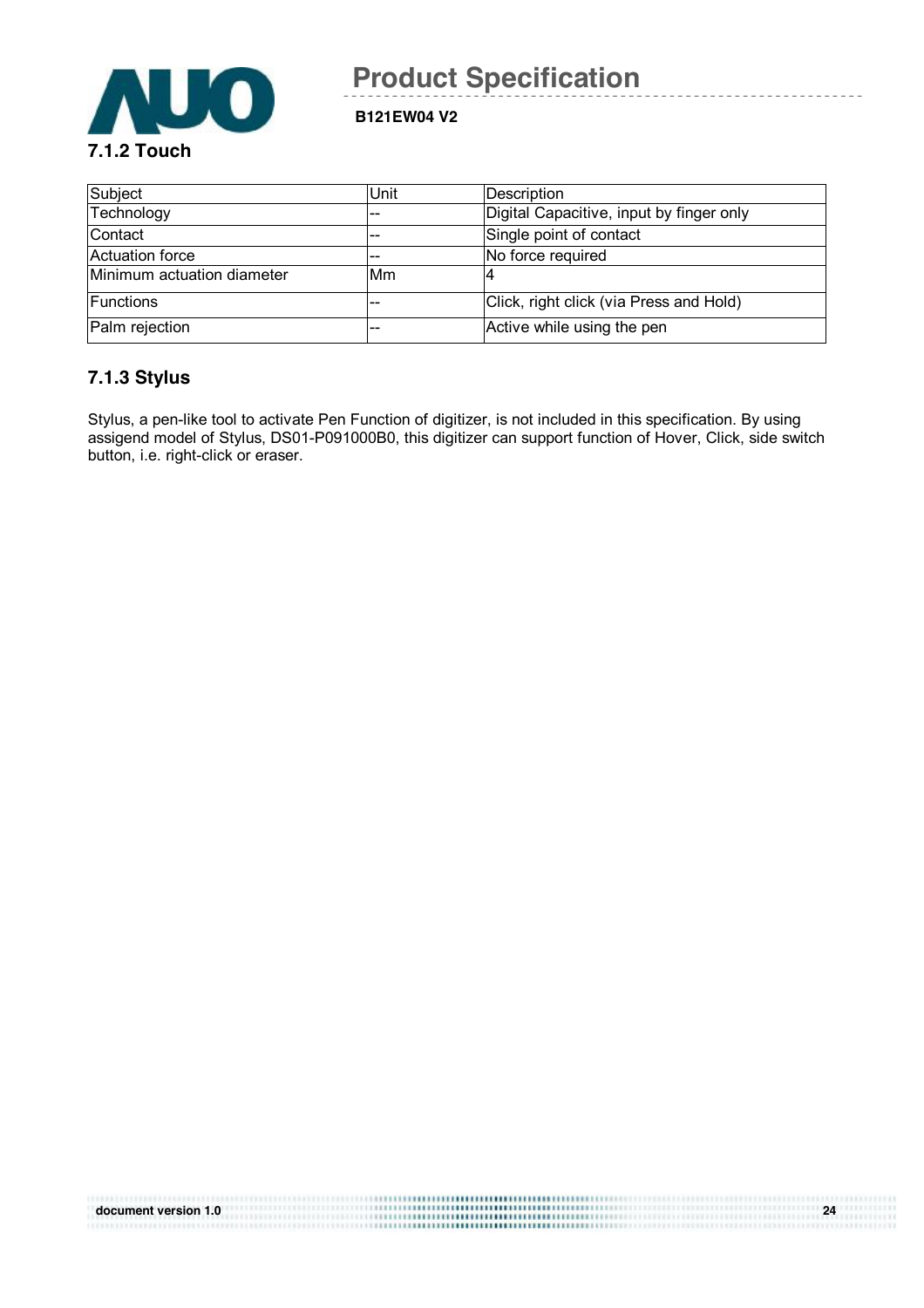### 7.1.2 Touch

| Subject | Unit | Description |
| --- | --- | --- |
| Technology | -- | Digital Capacitive, input by finger only |
| Contact | -- | Single point of contact |
| Actuation force | -- | No force required |
| Minimum actuation diameter | Mm | 4 |
| Functions | -- | Click, right click (via Press and Hold) |
| Palm rejection | -- | Active while using the pen |

### 7.1.3 Stylus

Stylus, a pen-like tool to activate Pen Function of digitizer, is not included in this specification. By using assigend model of Stylus, DS01-P091000B0, this digitizer can support function of Hover, Click, side switch button, i.e. right-click or eraser.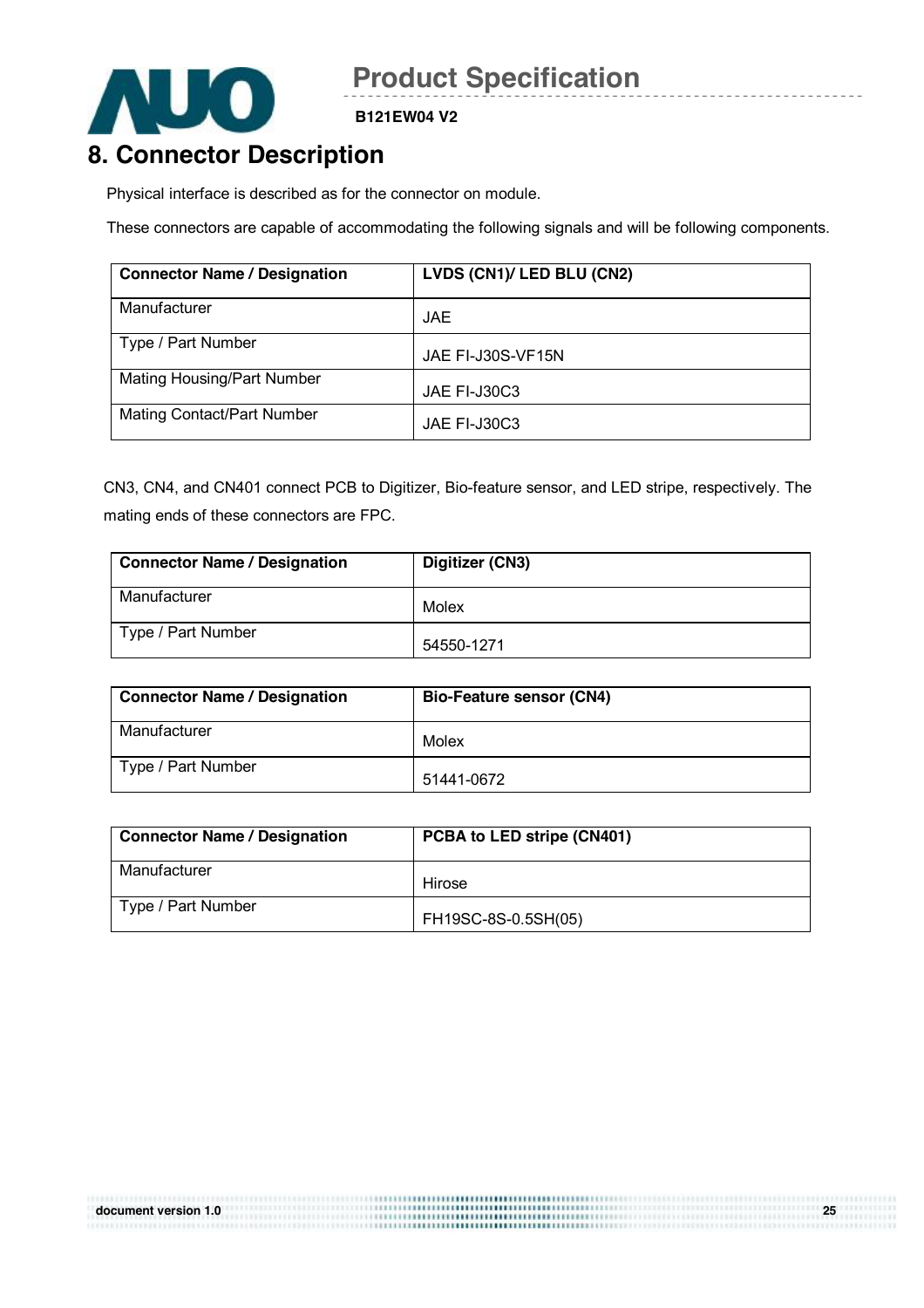# 8. Connector Description

Physical interface is described as for the connector on module.

These connectors are capable of accommodating the following signals and will be following components.

| Connector Name / Designation | LVDS (CN1)/ LED BLU (CN2) |
|---|---|
| Manufacturer | JAE |
| Type / Part Number | JAE FI-J30S-VF15N |
| Mating Housing/Part Number | JAE FI-J30C3 |
| Mating Contact/Part Number | JAE FI-J30C3 |

CN3, CN4, and CN401 connect PCB to Digitizer, Bio-feature sensor, and LED stripe, respectively. The mating ends of these connectors are FPC.

| Connector Name / Designation | Digitizer (CN3) |
|---|---|
| Manufacturer | Molex |
| Type / Part Number | 54550-1271 |

| Connector Name / Designation | Bio-Feature sensor (CN4) |
|---|---|
| Manufacturer | Molex |
| Type / Part Number | 51441-0672 |

| Connector Name / Designation | PCBA to LED stripe (CN401) |
|---|---|
| Manufacturer | Hirose |
| Type / Part Number | FH19SC-8S-0.5SH(05) |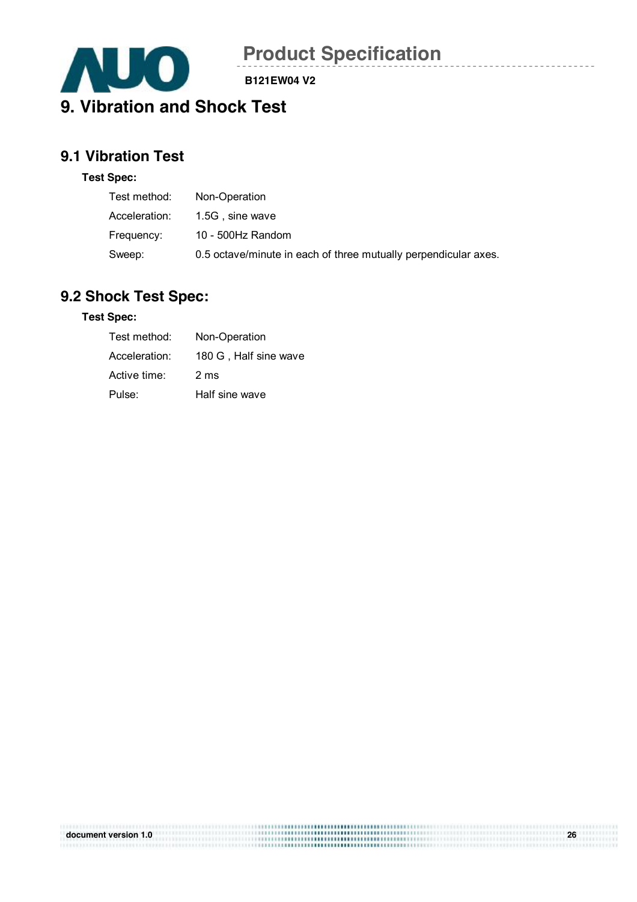# 9. Vibration and Shock Test

## 9.1 Vibration Test

**Test Spec:**

| | |
|---|---|
| Test method: | Non-Operation |
| Acceleration: | 1.5G , sine wave |
| Frequency: | 10 - 500Hz Random |
| Sweep: | 0.5 octave/minute in each of three mutually perpendicular axes. |

## 9.2 Shock Test Spec:

**Test Spec:**

| | |
|---|---|
| Test method: | Non-Operation |
| Acceleration: | 180 G , Half sine wave |
| Active time: | 2 ms |
| Pulse: | Half sine wave |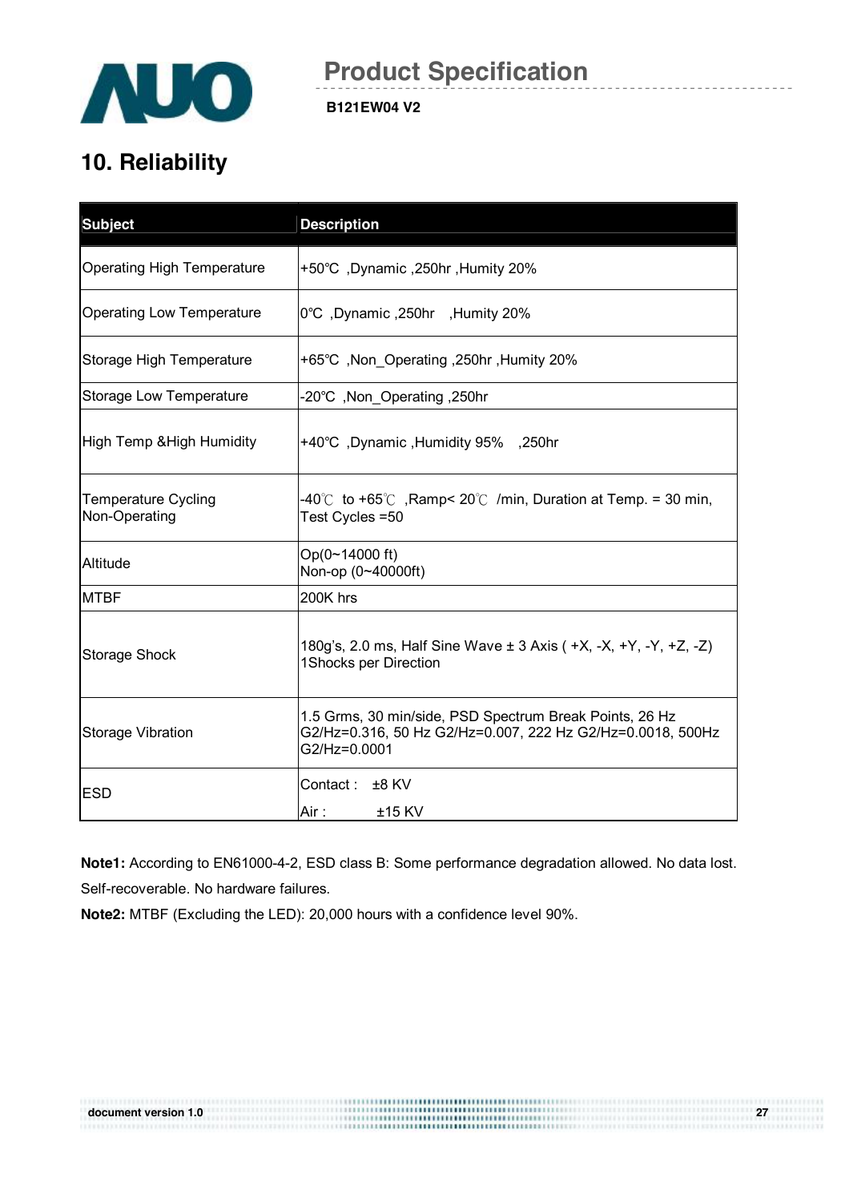# 10. Reliability

| Subject | Description |
|---|---|
| Operating High Temperature | +50℃ ,Dynamic ,250hr ,Humity 20% |
| Operating Low Temperature | 0℃ ,Dynamic ,250hr ,Humity 20% |
| Storage High Temperature | +65℃ ,Non_Operating ,250hr ,Humity 20% |
| Storage Low Temperature | -20℃ ,Non_Operating ,250hr |
| High Temp &High Humidity | +40℃ ,Dynamic ,Humidity 95% ,250hr |
| Temperature Cycling Non-Operating | -40℃ to +65℃ ,Ramp< 20℃ /min, Duration at Temp. = 30 min, Test Cycles =50 |
| Altitude | Op(0~14000 ft)<br>Non-op (0~40000ft) |
| MTBF | 200K hrs |
| Storage Shock | 180g's, 2.0 ms, Half Sine Wave ± 3 Axis ( +X, -X, +Y, -Y, +Z, -Z) 1Shocks per Direction |
| Storage Vibration | 1.5 Grms, 30 min/side, PSD Spectrum Break Points, 26 Hz G2/Hz=0.316, 50 Hz G2/Hz=0.007, 222 Hz G2/Hz=0.0018, 500Hz G2/Hz=0.0001 |
| ESD | Contact : ±8 KV<br>Air : ±15 KV |

**Note1:** According to EN61000-4-2, ESD class B: Some performance degradation allowed. No data lost. Self-recoverable. No hardware failures.

**Note2:** MTBF (Excluding the LED): 20,000 hours with a confidence level 90%.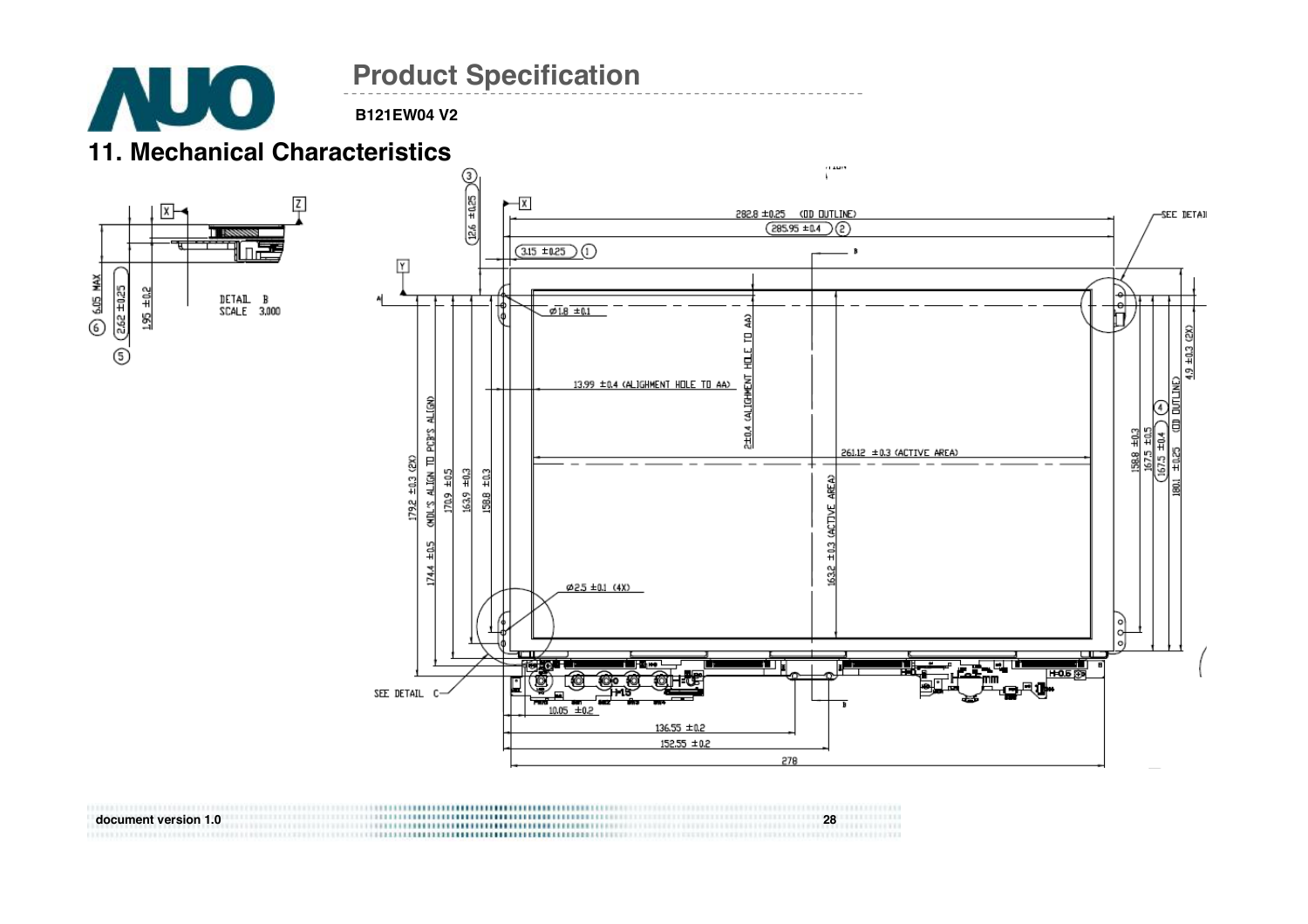# 11. Mechanical Characteristics

DETAIL B
SCALE 3.000

6.05 MAX ⑥
2.62 ±0.25 ⑤
1.95 ±0.2

12.6 ±0.25 ③

282.8 ±0.25 (OD OUTLINE)
285.95 ±0.4 ②
3.15 ±0.25 ①

SEE DETAIL

Ø1.8 ±0.1

13.99 ±0.4 (ALIGHMENT HOLE TO AA)

2±0.4 (ALIGHMENT HOLE TO AA)

261.12 ±0.3 (ACTIVE AREA)

163.2 ±0.3 (ACTIVE AREA)

179.2 ±0.3 (2X)
174.4 ±0.5 (MDL'S ALIGN TO PCB'S ALIGN)
170.9 ±0.5
163.9 ±0.3
158.8 ±0.3

158.8 ±0.3
167.5 ±0.5
167.5 ±0.4 ④
180.1 ±0.25 (OD OUTLINE)
4.9 ±0.3 (2X)

Ø2.5 ±0.1 (4X)

SEE DETAIL C

10.05 ±0.2
136.55 ±0.2
152.55 ±0.2
278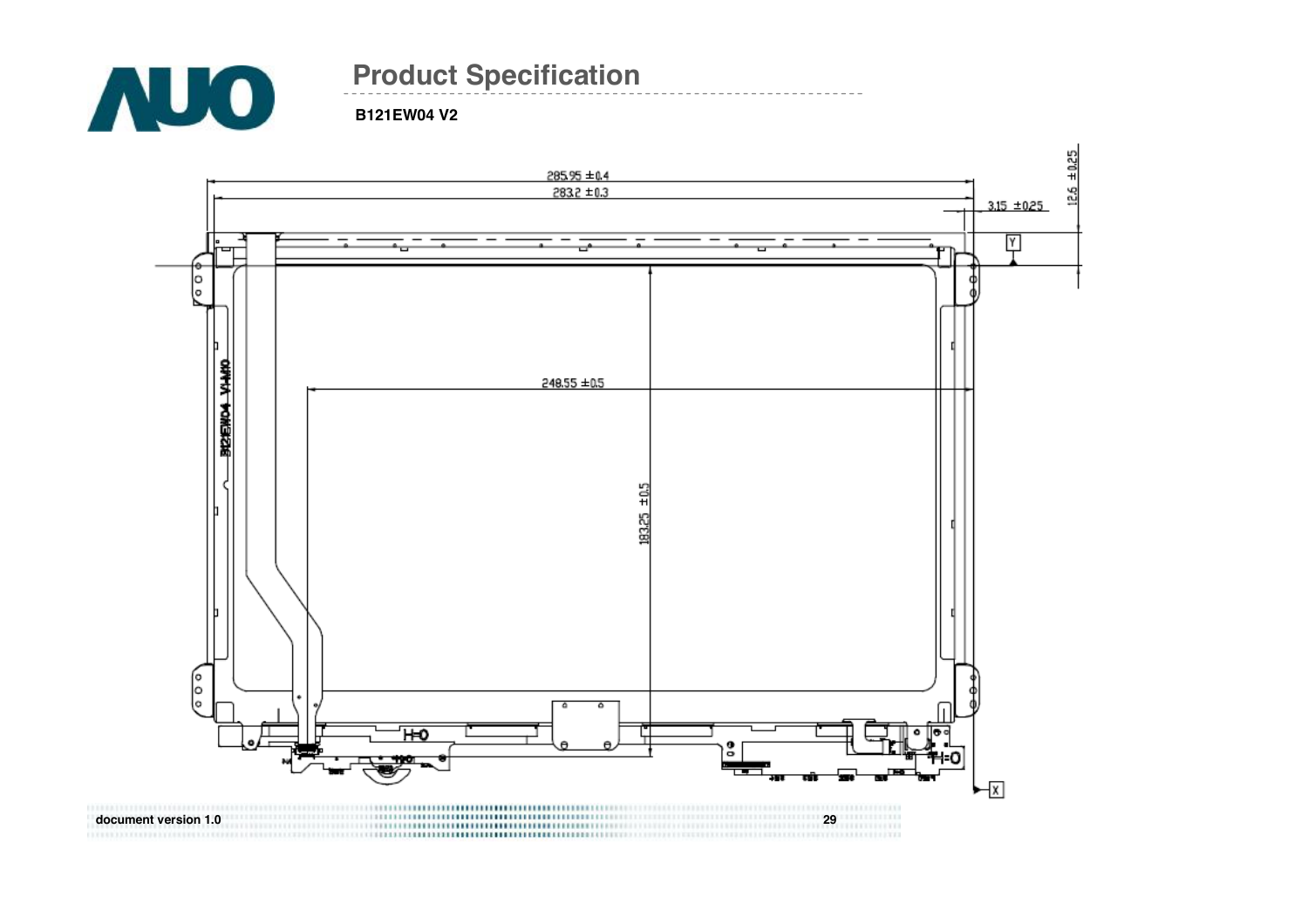# Product Specification

**B121EW04 V2**

285.95 ±0.4

283.2 ±0.3

3.15 ±0.25

12.6 ±0.25

248.55 ±0.5

183.25 ±0.5

B121EW04 V1-M0

Y

X

document version 1.0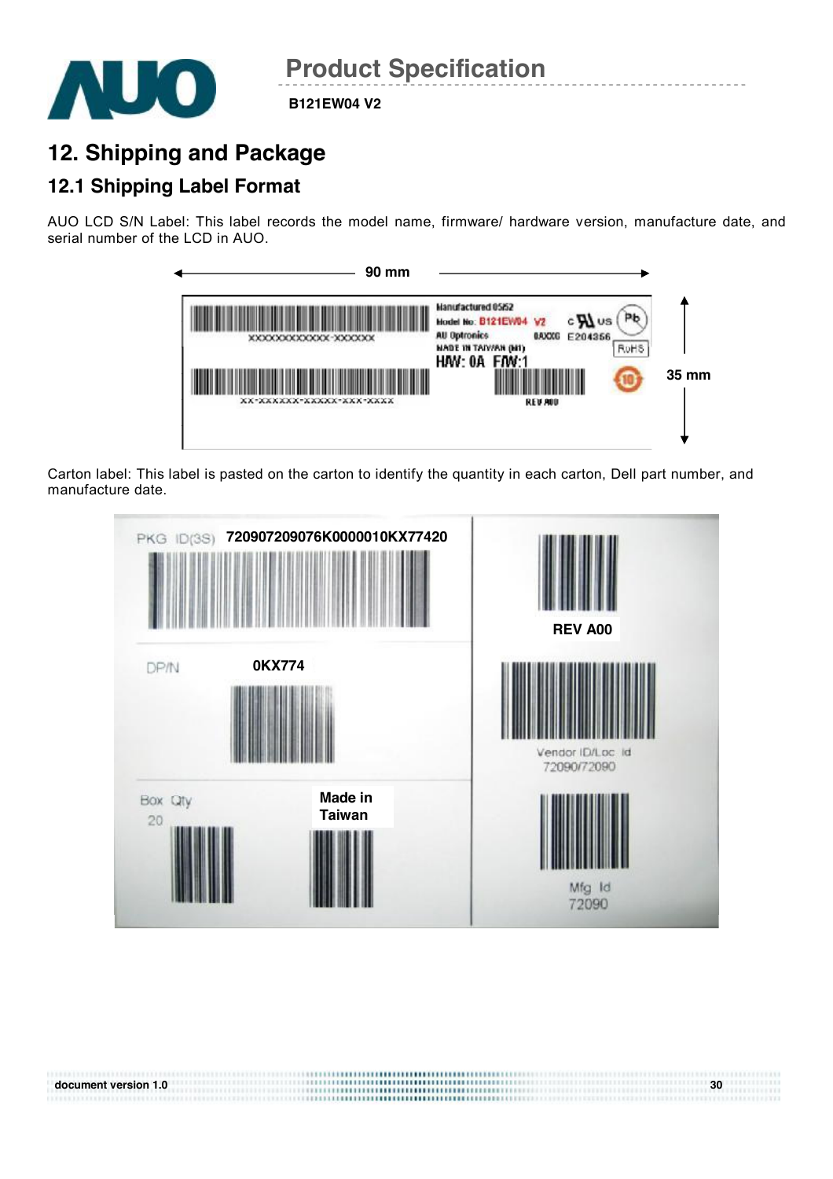# 12. Shipping and Package

## 12.1 Shipping Label Format

AUO LCD S/N Label: This label records the model name, firmware/ hardware version, manufacture date, and serial number of the LCD in AUO.

90 mm

35 mm

Manufactured 05/52
Model No: B121EW04 V2
AU Optronics
MADE IN TAIWAN (M1)
H/W: 0A F/W:1
0AXXX E204356
RoHS
XXXXXXXXXXXX-XXXXXX
XX-XXXXXX-XXXXX-XXX-XXXX
REV A00

Carton label: This label is pasted on the carton to identify the quantity in each carton, Dell part number, and manufacture date.

PKG ID(3S) 720907209076K0000010KX77420

REV A00

DP/N 0KX774

Vendor ID/Loc Id
72090/72090

Box Qty
20

Made in Taiwan

Mfg Id
72090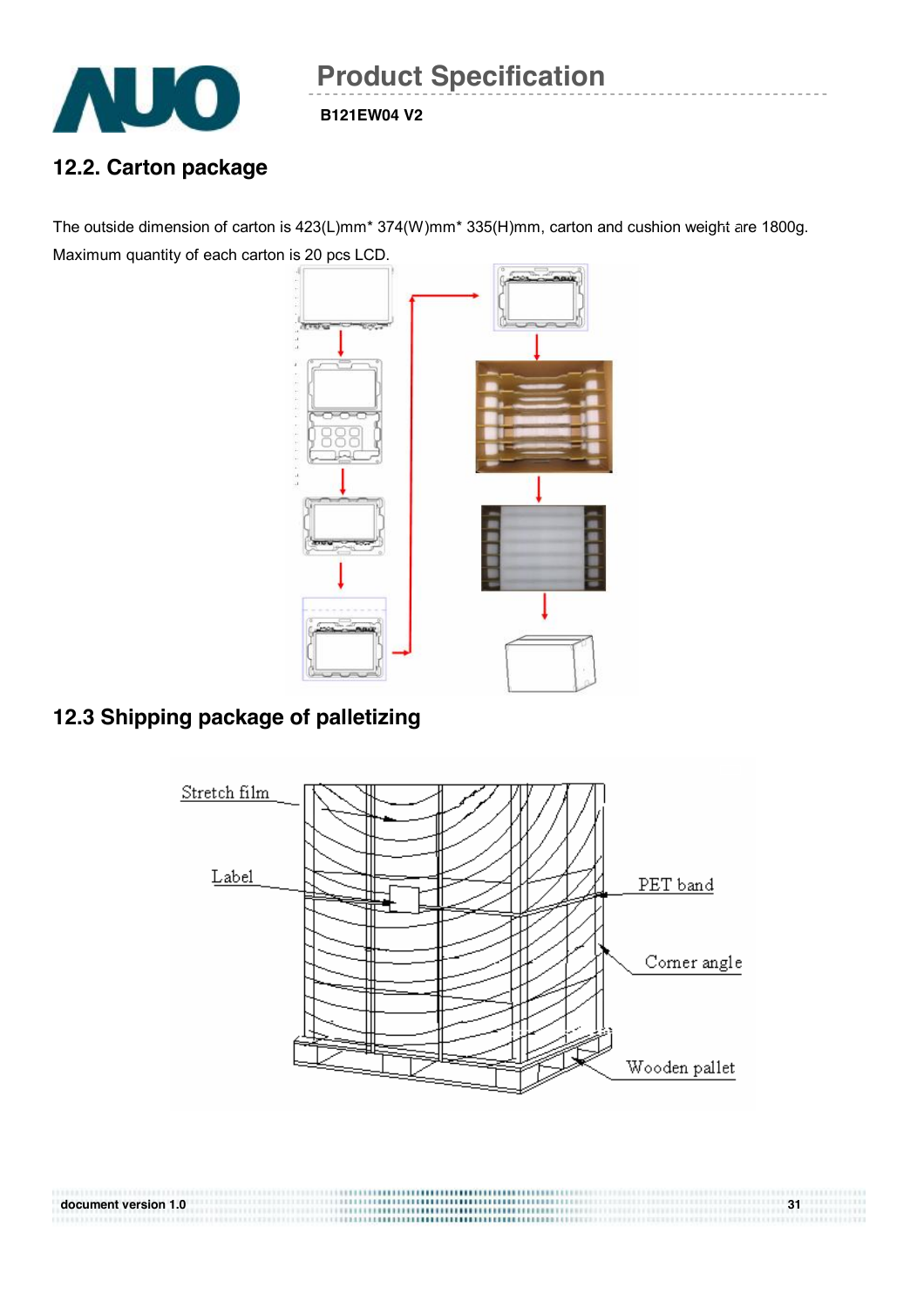## 12.2. Carton package

The outside dimension of carton is 423(L)mm* 374(W)mm* 335(H)mm, carton and cushion weight are 1800g. Maximum quantity of each carton is 20 pcs LCD.

## 12.3 Shipping package of palletizing

Stretch film

Label

PET band

Corner angle

Wooden pallet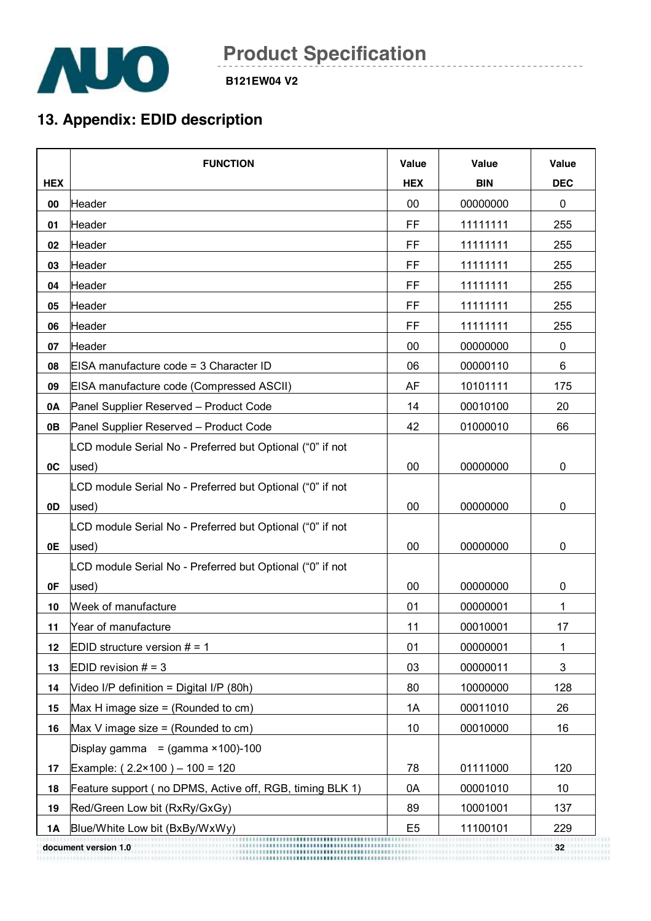## 13. Appendix: EDID description

| HEX | FUNCTION | Value HEX | Value BIN | Value DEC |
|---|---|---|---|---|
| 00 | Header | 00 | 00000000 | 0 |
| 01 | Header | FF | 11111111 | 255 |
| 02 | Header | FF | 11111111 | 255 |
| 03 | Header | FF | 11111111 | 255 |
| 04 | Header | FF | 11111111 | 255 |
| 05 | Header | FF | 11111111 | 255 |
| 06 | Header | FF | 11111111 | 255 |
| 07 | Header | 00 | 00000000 | 0 |
| 08 | EISA manufacture code = 3 Character ID | 06 | 00000110 | 6 |
| 09 | EISA manufacture code (Compressed ASCII) | AF | 10101111 | 175 |
| 0A | Panel Supplier Reserved – Product Code | 14 | 00010100 | 20 |
| 0B | Panel Supplier Reserved – Product Code | 42 | 01000010 | 66 |
| 0C | LCD module Serial No - Preferred but Optional ("0" if not used) | 00 | 00000000 | 0 |
| 0D | LCD module Serial No - Preferred but Optional ("0" if not used) | 00 | 00000000 | 0 |
| 0E | LCD module Serial No - Preferred but Optional ("0" if not used) | 00 | 00000000 | 0 |
| 0F | LCD module Serial No - Preferred but Optional ("0" if not used) | 00 | 00000000 | 0 |
| 10 | Week of manufacture | 01 | 00000001 | 1 |
| 11 | Year of manufacture | 11 | 00010001 | 17 |
| 12 | EDID structure version # = 1 | 01 | 00000001 | 1 |
| 13 | EDID revision # = 3 | 03 | 00000011 | 3 |
| 14 | Video I/P definition = Digital I/P (80h) | 80 | 10000000 | 128 |
| 15 | Max H image size = (Rounded to cm) | 1A | 00011010 | 26 |
| 16 | Max V image size = (Rounded to cm) | 10 | 00010000 | 16 |
| 17 | Display gamma = (gamma ×100)-100 Example: ( 2.2×100 ) – 100 = 120 | 78 | 01111000 | 120 |
| 18 | Feature support ( no DPMS, Active off, RGB, timing BLK 1) | 0A | 00001010 | 10 |
| 19 | Red/Green Low bit (RxRy/GxGy) | 89 | 10001001 | 137 |
| 1A | Blue/White Low bit (BxBy/WxWy) | E5 | 11100101 | 229 |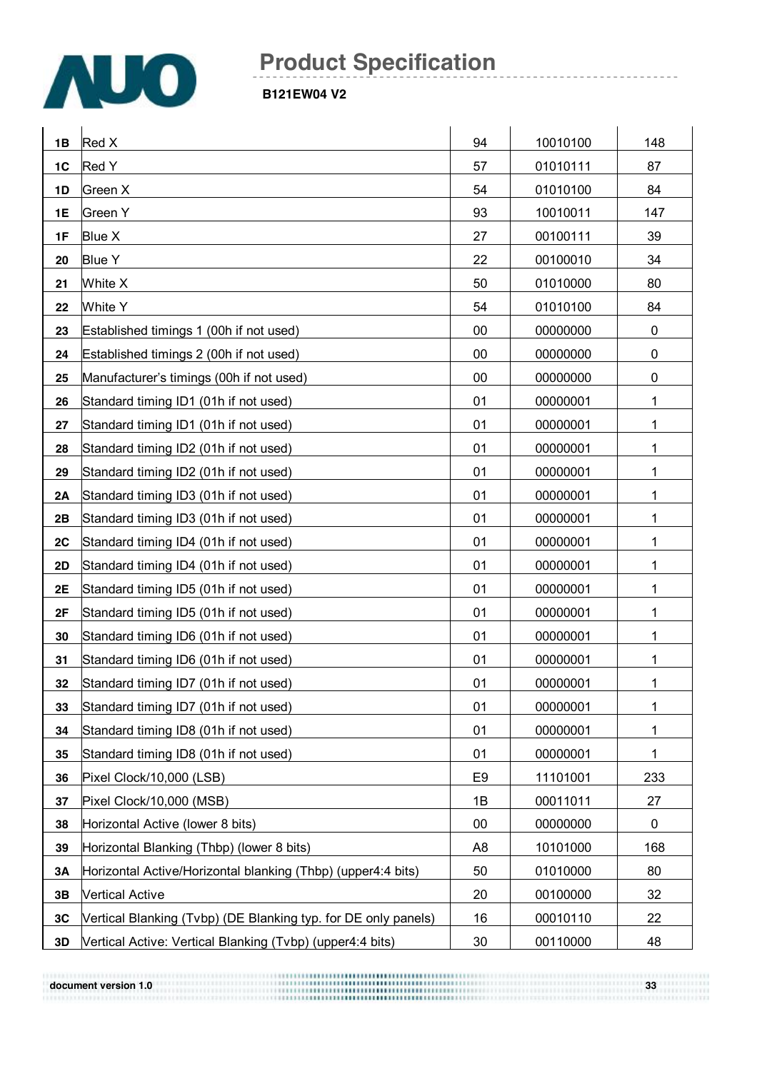| 1B | Red X | 94 | 10010100 | 148 |
|---|---|---|---|---|
| 1C | Red Y | 57 | 01010111 | 87 |
| 1D | Green X | 54 | 01010100 | 84 |
| 1E | Green Y | 93 | 10010011 | 147 |
| 1F | Blue X | 27 | 00100111 | 39 |
| 20 | Blue Y | 22 | 00100010 | 34 |
| 21 | White X | 50 | 01010000 | 80 |
| 22 | White Y | 54 | 01010100 | 84 |
| 23 | Established timings 1 (00h if not used) | 00 | 00000000 | 0 |
| 24 | Established timings 2 (00h if not used) | 00 | 00000000 | 0 |
| 25 | Manufacturer's timings (00h if not used) | 00 | 00000000 | 0 |
| 26 | Standard timing ID1 (01h if not used) | 01 | 00000001 | 1 |
| 27 | Standard timing ID1 (01h if not used) | 01 | 00000001 | 1 |
| 28 | Standard timing ID2 (01h if not used) | 01 | 00000001 | 1 |
| 29 | Standard timing ID2 (01h if not used) | 01 | 00000001 | 1 |
| 2A | Standard timing ID3 (01h if not used) | 01 | 00000001 | 1 |
| 2B | Standard timing ID3 (01h if not used) | 01 | 00000001 | 1 |
| 2C | Standard timing ID4 (01h if not used) | 01 | 00000001 | 1 |
| 2D | Standard timing ID4 (01h if not used) | 01 | 00000001 | 1 |
| 2E | Standard timing ID5 (01h if not used) | 01 | 00000001 | 1 |
| 2F | Standard timing ID5 (01h if not used) | 01 | 00000001 | 1 |
| 30 | Standard timing ID6 (01h if not used) | 01 | 00000001 | 1 |
| 31 | Standard timing ID6 (01h if not used) | 01 | 00000001 | 1 |
| 32 | Standard timing ID7 (01h if not used) | 01 | 00000001 | 1 |
| 33 | Standard timing ID7 (01h if not used) | 01 | 00000001 | 1 |
| 34 | Standard timing ID8 (01h if not used) | 01 | 00000001 | 1 |
| 35 | Standard timing ID8 (01h if not used) | 01 | 00000001 | 1 |
| 36 | Pixel Clock/10,000 (LSB) | E9 | 11101001 | 233 |
| 37 | Pixel Clock/10,000 (MSB) | 1B | 00011011 | 27 |
| 38 | Horizontal Active (lower 8 bits) | 00 | 00000000 | 0 |
| 39 | Horizontal Blanking (Thbp) (lower 8 bits) | A8 | 10101000 | 168 |
| 3A | Horizontal Active/Horizontal blanking (Thbp) (upper4:4 bits) | 50 | 01010000 | 80 |
| 3B | Vertical Active | 20 | 00100000 | 32 |
| 3C | Vertical Blanking (Tvbp) (DE Blanking typ. for DE only panels) | 16 | 00010110 | 22 |
| 3D | Vertical Active: Vertical Blanking (Tvbp) (upper4:4 bits) | 30 | 00110000 | 48 |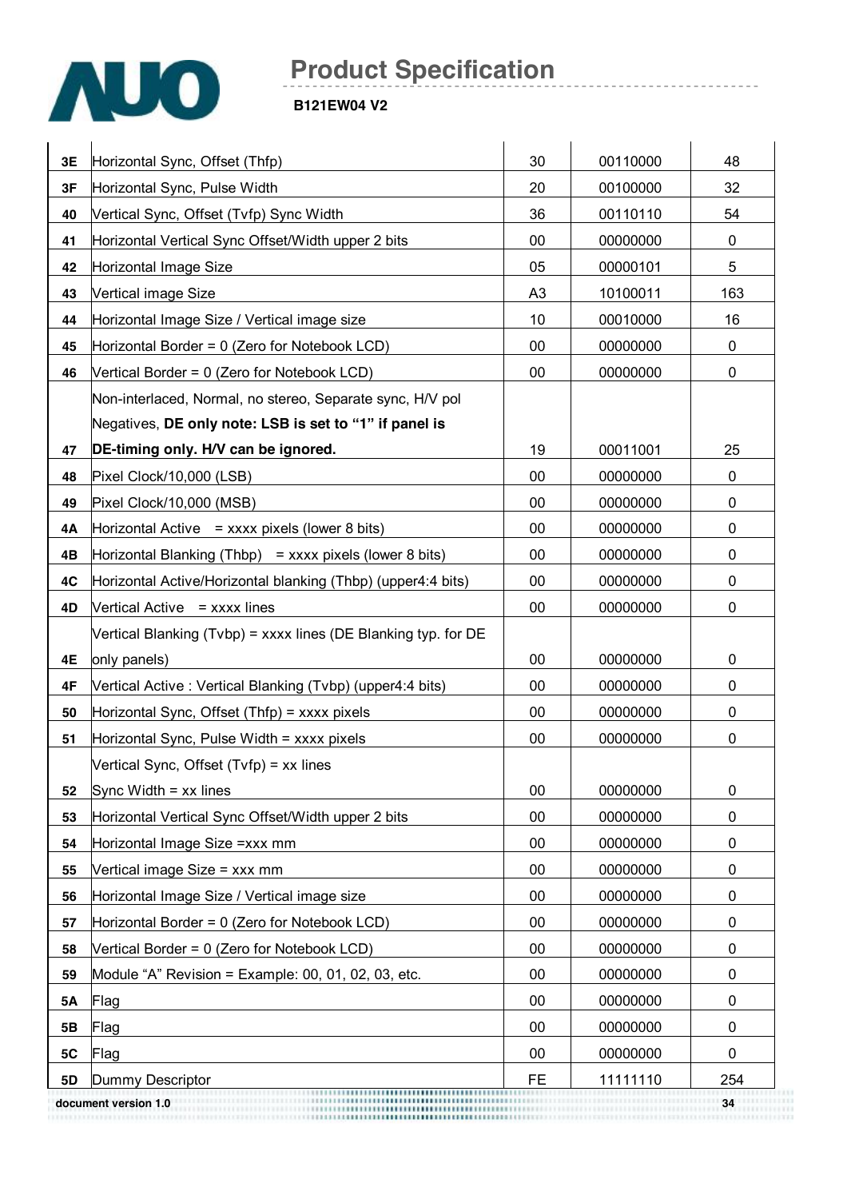| | | | | |
|---|---|---|---|---|
| 3E | Horizontal Sync, Offset (Thfp) | 30 | 00110000 | 48 |
| 3F | Horizontal Sync, Pulse Width | 20 | 00100000 | 32 |
| 40 | Vertical Sync, Offset (Tvfp) Sync Width | 36 | 00110110 | 54 |
| 41 | Horizontal Vertical Sync Offset/Width upper 2 bits | 00 | 00000000 | 0 |
| 42 | Horizontal Image Size | 05 | 00000101 | 5 |
| 43 | Vertical image Size | A3 | 10100011 | 163 |
| 44 | Horizontal Image Size / Vertical image size | 10 | 00010000 | 16 |
| 45 | Horizontal Border = 0 (Zero for Notebook LCD) | 00 | 00000000 | 0 |
| 46 | Vertical Border = 0 (Zero for Notebook LCD) | 00 | 00000000 | 0 |
| 47 | Non-interlaced, Normal, no stereo, Separate sync, H/V pol Negatives, **DE only note: LSB is set to "1" if panel is DE-timing only. H/V can be ignored.** | 19 | 00011001 | 25 |
| 48 | Pixel Clock/10,000 (LSB) | 00 | 00000000 | 0 |
| 49 | Pixel Clock/10,000 (MSB) | 00 | 00000000 | 0 |
| 4A | Horizontal Active = xxxx pixels (lower 8 bits) | 00 | 00000000 | 0 |
| 4B | Horizontal Blanking (Thbp) = xxxx pixels (lower 8 bits) | 00 | 00000000 | 0 |
| 4C | Horizontal Active/Horizontal blanking (Thbp) (upper4:4 bits) | 00 | 00000000 | 0 |
| 4D | Vertical Active = xxxx lines | 00 | 00000000 | 0 |
| 4E | Vertical Blanking (Tvbp) = xxxx lines (DE Blanking typ. for DE only panels) | 00 | 00000000 | 0 |
| 4F | Vertical Active : Vertical Blanking (Tvbp) (upper4:4 bits) | 00 | 00000000 | 0 |
| 50 | Horizontal Sync, Offset (Thfp) = xxxx pixels | 00 | 00000000 | 0 |
| 51 | Horizontal Sync, Pulse Width = xxxx pixels | 00 | 00000000 | 0 |
| 52 | Vertical Sync, Offset (Tvfp) = xx lines Sync Width = xx lines | 00 | 00000000 | 0 |
| 53 | Horizontal Vertical Sync Offset/Width upper 2 bits | 00 | 00000000 | 0 |
| 54 | Horizontal Image Size =xxx mm | 00 | 00000000 | 0 |
| 55 | Vertical image Size = xxx mm | 00 | 00000000 | 0 |
| 56 | Horizontal Image Size / Vertical image size | 00 | 00000000 | 0 |
| 57 | Horizontal Border = 0 (Zero for Notebook LCD) | 00 | 00000000 | 0 |
| 58 | Vertical Border = 0 (Zero for Notebook LCD) | 00 | 00000000 | 0 |
| 59 | Module "A" Revision = Example: 00, 01, 02, 03, etc. | 00 | 00000000 | 0 |
| 5A | Flag | 00 | 00000000 | 0 |
| 5B | Flag | 00 | 00000000 | 0 |
| 5C | Flag | 00 | 00000000 | 0 |
| 5D | Dummy Descriptor | FE | 11111110 | 254 |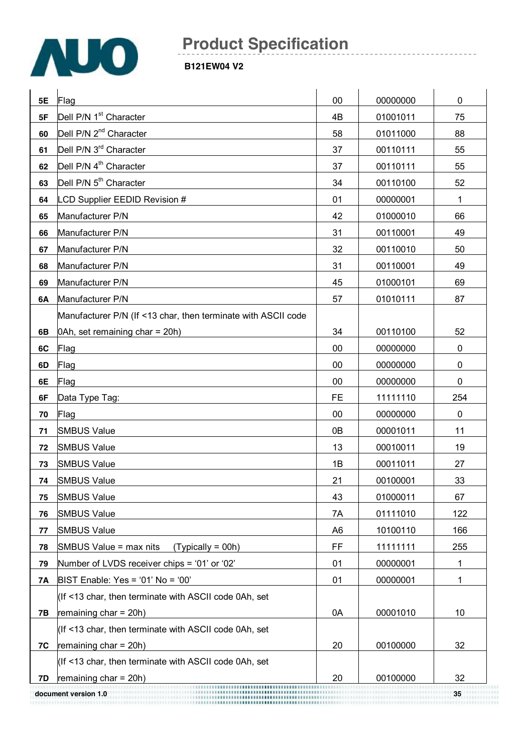| | | | | |
|---|---|---|---|---|
| 5E | Flag | 00 | 00000000 | 0 |
| 5F | Dell P/N 1st Character | 4B | 01001011 | 75 |
| 60 | Dell P/N 2nd Character | 58 | 01011000 | 88 |
| 61 | Dell P/N 3rd Character | 37 | 00110111 | 55 |
| 62 | Dell P/N 4th Character | 37 | 00110111 | 55 |
| 63 | Dell P/N 5th Character | 34 | 00110100 | 52 |
| 64 | LCD Supplier EEDID Revision # | 01 | 00000001 | 1 |
| 65 | Manufacturer P/N | 42 | 01000010 | 66 |
| 66 | Manufacturer P/N | 31 | 00110001 | 49 |
| 67 | Manufacturer P/N | 32 | 00110010 | 50 |
| 68 | Manufacturer P/N | 31 | 00110001 | 49 |
| 69 | Manufacturer P/N | 45 | 01000101 | 69 |
| 6A | Manufacturer P/N | 57 | 01010111 | 87 |
| 6B | Manufacturer P/N (If <13 char, then terminate with ASCII code 0Ah, set remaining char = 20h) | 34 | 00110100 | 52 |
| 6C | Flag | 00 | 00000000 | 0 |
| 6D | Flag | 00 | 00000000 | 0 |
| 6E | Flag | 00 | 00000000 | 0 |
| 6F | Data Type Tag: | FE | 11111110 | 254 |
| 70 | Flag | 00 | 00000000 | 0 |
| 71 | SMBUS Value | 0B | 00001011 | 11 |
| 72 | SMBUS Value | 13 | 00010011 | 19 |
| 73 | SMBUS Value | 1B | 00011011 | 27 |
| 74 | SMBUS Value | 21 | 00100001 | 33 |
| 75 | SMBUS Value | 43 | 01000011 | 67 |
| 76 | SMBUS Value | 7A | 01111010 | 122 |
| 77 | SMBUS Value | A6 | 10100110 | 166 |
| 78 | SMBUS Value = max nits (Typically = 00h) | FF | 11111111 | 255 |
| 79 | Number of LVDS receiver chips = '01' or '02' | 01 | 00000001 | 1 |
| 7A | BIST Enable: Yes = '01' No = '00' | 01 | 00000001 | 1 |
| 7B | (If <13 char, then terminate with ASCII code 0Ah, set remaining char = 20h) | 0A | 00001010 | 10 |
| 7C | (If <13 char, then terminate with ASCII code 0Ah, set remaining char = 20h) | 20 | 00100000 | 32 |
| 7D | (If <13 char, then terminate with ASCII code 0Ah, set remaining char = 20h) | 20 | 00100000 | 32 |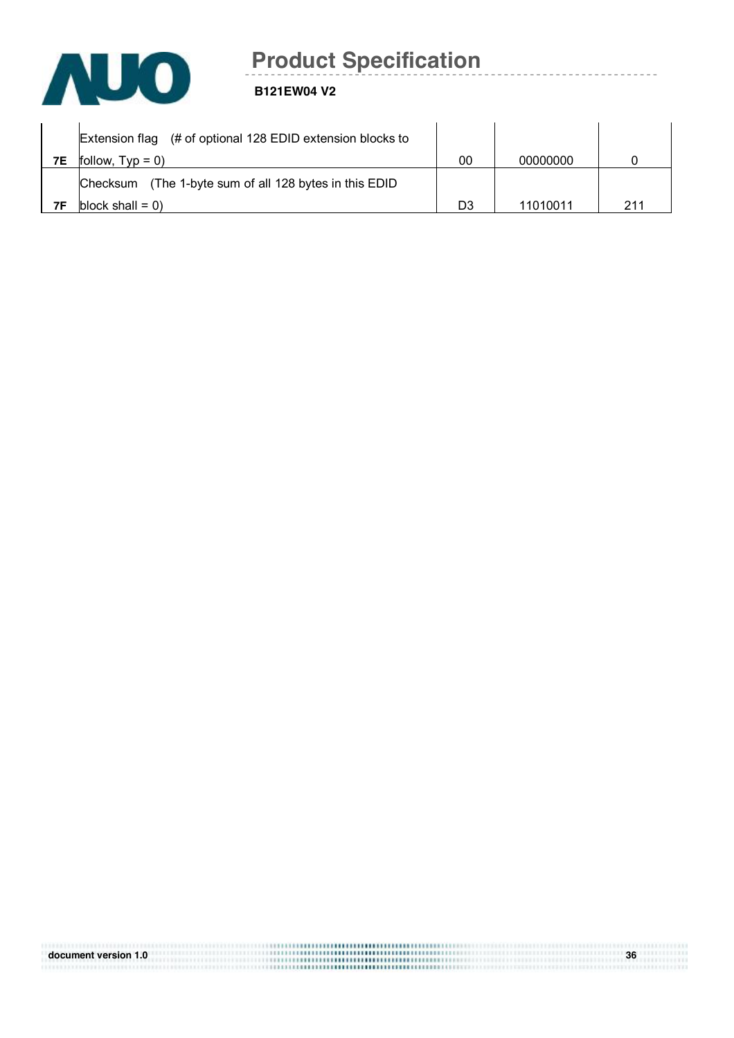| | | | | |
|---|---|---|---|---|
| 7E | Extension flag (# of optional 128 EDID extension blocks to follow, Typ = 0) | 00 | 00000000 | 0 |
| 7F | Checksum (The 1-byte sum of all 128 bytes in this EDID block shall = 0) | D3 | 11010011 | 211 |